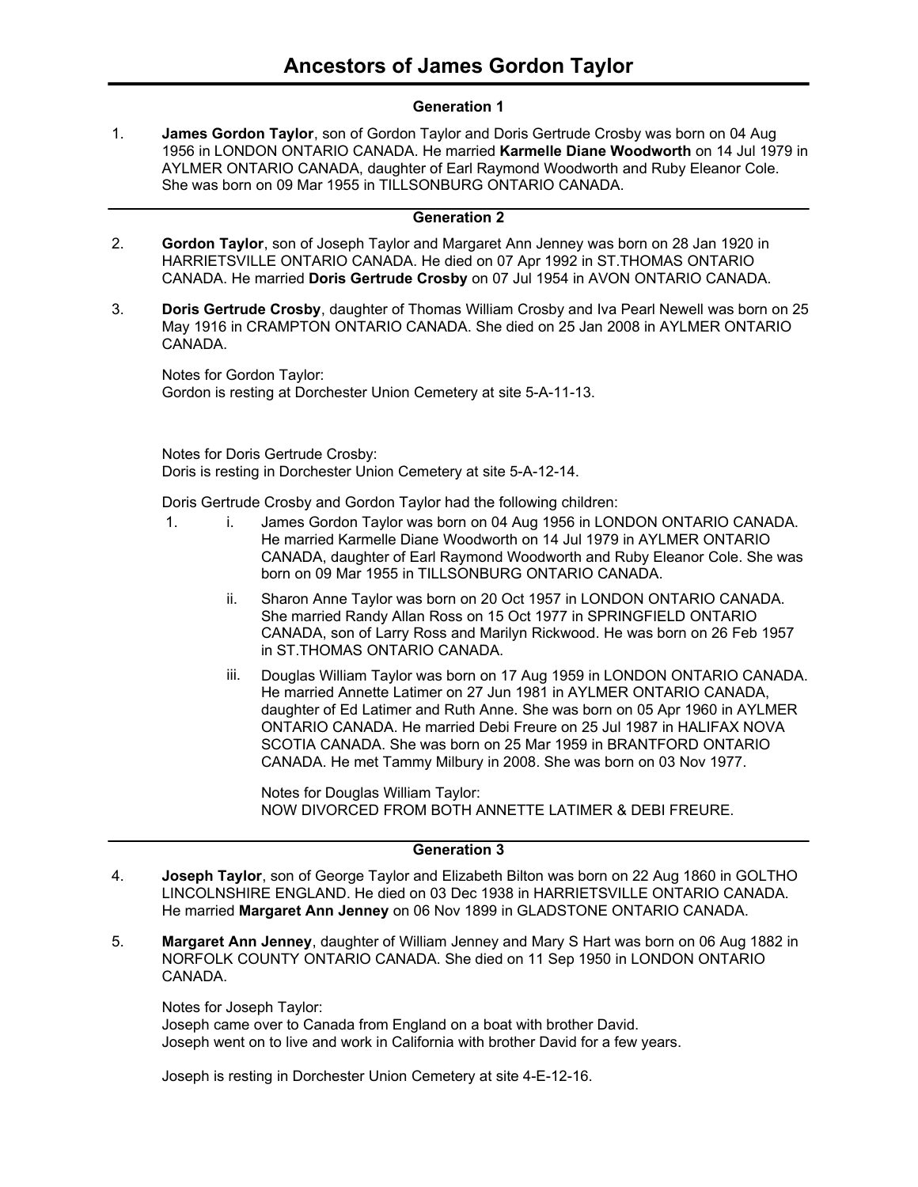# Ancestors of James Gordon Taylor

### Generation 1

1. **James Gordon Taylor**, son of Gordon Taylor and Doris Gertrude Crosby was born on 04 Aug 1956 in LONDON ONTARIO CANADA. He married **Karmelle Diane Woodworth** on 14 Jul 1979 in AYLMER ONTARIO CANADA, daughter of Earl Raymond Woodworth and Ruby Eleanor Cole. She was born on 09 Mar 1955 in TILLSONBURG ONTARIO CANADA.

---

### Generation 2

2. **Gordon Taylor**, son of Joseph Taylor and Margaret Ann Jenney was born on 28 Jan 1920 in HARRIETSVILLE ONTARIO CANADA. He died on 07 Apr 1992 in ST.THOMAS ONTARIO CANADA. He married **Doris Gertrude Crosby** on 07 Jul 1954 in AVON ONTARIO CANADA.

3. **Doris Gertrude Crosby**, daughter of Thomas William Crosby and Iva Pearl Newell was born on 25 May 1916 in CRAMPTON ONTARIO CANADA. She died on 25 Jan 2008 in AYLMER ONTARIO CANADA.

   Notes for Gordon Taylor:
   Gordon is resting at Dorchester Union Cemetery at site 5-A-11-13.

   Notes for Doris Gertrude Crosby:
   Doris is resting in Dorchester Union Cemetery at site 5-A-12-14.

   Doris Gertrude Crosby and Gordon Taylor had the following children:

   1. i. James Gordon Taylor was born on 04 Aug 1956 in LONDON ONTARIO CANADA. He married Karmelle Diane Woodworth on 14 Jul 1979 in AYLMER ONTARIO CANADA, daughter of Earl Raymond Woodworth and Ruby Eleanor Cole. She was born on 09 Mar 1955 in TILLSONBURG ONTARIO CANADA.

   ii. Sharon Anne Taylor was born on 20 Oct 1957 in LONDON ONTARIO CANADA. She married Randy Allan Ross on 15 Oct 1977 in SPRINGFIELD ONTARIO CANADA, son of Larry Ross and Marilyn Rickwood. He was born on 26 Feb 1957 in ST.THOMAS ONTARIO CANADA.

   iii. Douglas William Taylor was born on 17 Aug 1959 in LONDON ONTARIO CANADA. He married Annette Latimer on 27 Jun 1981 in AYLMER ONTARIO CANADA, daughter of Ed Latimer and Ruth Anne. She was born on 05 Apr 1960 in AYLMER ONTARIO CANADA. He married Debi Freure on 25 Jul 1987 in HALIFAX NOVA SCOTIA CANADA. She was born on 25 Mar 1959 in BRANTFORD ONTARIO CANADA. He met Tammy Milbury in 2008. She was born on 03 Nov 1977.

      Notes for Douglas William Taylor:
      NOW DIVORCED FROM BOTH ANNETTE LATIMER & DEBI FREURE.

---

### Generation 3

4. **Joseph Taylor**, son of George Taylor and Elizabeth Bilton was born on 22 Aug 1860 in GOLTHO LINCOLNSHIRE ENGLAND. He died on 03 Dec 1938 in HARRIETSVILLE ONTARIO CANADA. He married **Margaret Ann Jenney** on 06 Nov 1899 in GLADSTONE ONTARIO CANADA.

5. **Margaret Ann Jenney**, daughter of William Jenney and Mary S Hart was born on 06 Aug 1882 in NORFOLK COUNTY ONTARIO CANADA. She died on 11 Sep 1950 in LONDON ONTARIO CANADA.

   Notes for Joseph Taylor:
   Joseph came over to Canada from England on a boat with brother David.
   Joseph went on to live and work in California with brother David for a few years.

   Joseph is resting in Dorchester Union Cemetery at site 4-E-12-16.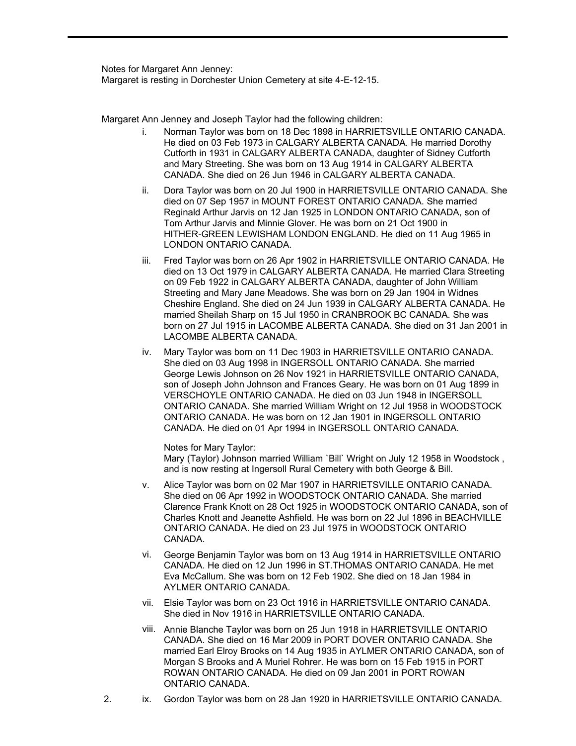Notes for Margaret Ann Jenney:
Margaret is resting in Dorchester Union Cemetery at site 4-E-12-15.

Margaret Ann Jenney and Joseph Taylor had the following children:

i. Norman Taylor was born on 18 Dec 1898 in HARRIETSVILLE ONTARIO CANADA. He died on 03 Feb 1973 in CALGARY ALBERTA CANADA. He married Dorothy Cutforth in 1931 in CALGARY ALBERTA CANADA, daughter of Sidney Cutforth and Mary Streeting. She was born on 13 Aug 1914 in CALGARY ALBERTA CANADA. She died on 26 Jun 1946 in CALGARY ALBERTA CANADA.

ii. Dora Taylor was born on 20 Jul 1900 in HARRIETSVILLE ONTARIO CANADA. She died on 07 Sep 1957 in MOUNT FOREST ONTARIO CANADA. She married Reginald Arthur Jarvis on 12 Jan 1925 in LONDON ONTARIO CANADA, son of Tom Arthur Jarvis and Minnie Glover. He was born on 21 Oct 1900 in HITHER-GREEN LEWISHAM LONDON ENGLAND. He died on 11 Aug 1965 in LONDON ONTARIO CANADA.

iii. Fred Taylor was born on 26 Apr 1902 in HARRIETSVILLE ONTARIO CANADA. He died on 13 Oct 1979 in CALGARY ALBERTA CANADA. He married Clara Streeting on 09 Feb 1922 in CALGARY ALBERTA CANADA, daughter of John William Streeting and Mary Jane Meadows. She was born on 29 Jan 1904 in Widnes Cheshire England. She died on 24 Jun 1939 in CALGARY ALBERTA CANADA. He married Sheilah Sharp on 15 Jul 1950 in CRANBROOK BC CANADA. She was born on 27 Jul 1915 in LACOMBE ALBERTA CANADA. She died on 31 Jan 2001 in LACOMBE ALBERTA CANADA.

iv. Mary Taylor was born on 11 Dec 1903 in HARRIETSVILLE ONTARIO CANADA. She died on 03 Aug 1998 in INGERSOLL ONTARIO CANADA. She married George Lewis Johnson on 26 Nov 1921 in HARRIETSVILLE ONTARIO CANADA, son of Joseph John Johnson and Frances Geary. He was born on 01 Aug 1899 in VERSCHOYLE ONTARIO CANADA. He died on 03 Jun 1948 in INGERSOLL ONTARIO CANADA. She married William Wright on 12 Jul 1958 in WOODSTOCK ONTARIO CANADA. He was born on 12 Jan 1901 in INGERSOLL ONTARIO CANADA. He died on 01 Apr 1994 in INGERSOLL ONTARIO CANADA.

   Notes for Mary Taylor:
   Mary (Taylor) Johnson married William `Bill` Wright on July 12 1958 in Woodstock , and is now resting at Ingersoll Rural Cemetery with both George & Bill.

v. Alice Taylor was born on 02 Mar 1907 in HARRIETSVILLE ONTARIO CANADA. She died on 06 Apr 1992 in WOODSTOCK ONTARIO CANADA. She married Clarence Frank Knott on 28 Oct 1925 in WOODSTOCK ONTARIO CANADA, son of Charles Knott and Jeanette Ashfield. He was born on 22 Jul 1896 in BEACHVILLE ONTARIO CANADA. He died on 23 Jul 1975 in WOODSTOCK ONTARIO CANADA.

vi. George Benjamin Taylor was born on 13 Aug 1914 in HARRIETSVILLE ONTARIO CANADA. He died on 12 Jun 1996 in ST.THOMAS ONTARIO CANADA. He met Eva McCallum. She was born on 12 Feb 1902. She died on 18 Jan 1984 in AYLMER ONTARIO CANADA.

vii. Elsie Taylor was born on 23 Oct 1916 in HARRIETSVILLE ONTARIO CANADA. She died in Nov 1916 in HARRIETSVILLE ONTARIO CANADA.

viii. Annie Blanche Taylor was born on 25 Jun 1918 in HARRIETSVILLE ONTARIO CANADA. She died on 16 Mar 2009 in PORT DOVER ONTARIO CANADA. She married Earl Elroy Brooks on 14 Aug 1935 in AYLMER ONTARIO CANADA, son of Morgan S Brooks and A Muriel Rohrer. He was born on 15 Feb 1915 in PORT ROWAN ONTARIO CANADA. He died on 09 Jan 2001 in PORT ROWAN ONTARIO CANADA.

2. ix. Gordon Taylor was born on 28 Jan 1920 in HARRIETSVILLE ONTARIO CANADA.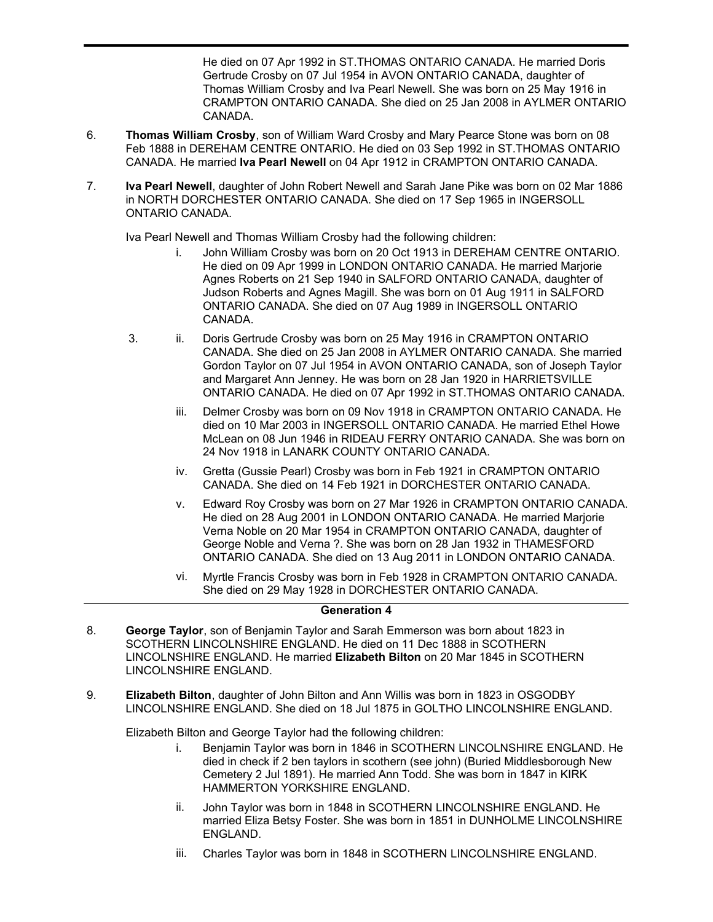He died on 07 Apr 1992 in ST.THOMAS ONTARIO CANADA. He married Doris Gertrude Crosby on 07 Jul 1954 in AVON ONTARIO CANADA, daughter of Thomas William Crosby and Iva Pearl Newell. She was born on 25 May 1916 in CRAMPTON ONTARIO CANADA. She died on 25 Jan 2008 in AYLMER ONTARIO CANADA.

6. **Thomas William Crosby**, son of William Ward Crosby and Mary Pearce Stone was born on 08 Feb 1888 in DEREHAM CENTRE ONTARIO. He died on 03 Sep 1992 in ST.THOMAS ONTARIO CANADA. He married **Iva Pearl Newell** on 04 Apr 1912 in CRAMPTON ONTARIO CANADA.

7. **Iva Pearl Newell**, daughter of John Robert Newell and Sarah Jane Pike was born on 02 Mar 1886 in NORTH DORCHESTER ONTARIO CANADA. She died on 17 Sep 1965 in INGERSOLL ONTARIO CANADA.

Iva Pearl Newell and Thomas William Crosby had the following children:

- i. John William Crosby was born on 20 Oct 1913 in DEREHAM CENTRE ONTARIO. He died on 09 Apr 1999 in LONDON ONTARIO CANADA. He married Marjorie Agnes Roberts on 21 Sep 1940 in SALFORD ONTARIO CANADA, daughter of Judson Roberts and Agnes Magill. She was born on 01 Aug 1911 in SALFORD ONTARIO CANADA. She died on 07 Aug 1989 in INGERSOLL ONTARIO CANADA.
- 3. ii. Doris Gertrude Crosby was born on 25 May 1916 in CRAMPTON ONTARIO CANADA. She died on 25 Jan 2008 in AYLMER ONTARIO CANADA. She married Gordon Taylor on 07 Jul 1954 in AVON ONTARIO CANADA, son of Joseph Taylor and Margaret Ann Jenney. He was born on 28 Jan 1920 in HARRIETSVILLE ONTARIO CANADA. He died on 07 Apr 1992 in ST.THOMAS ONTARIO CANADA.
- iii. Delmer Crosby was born on 09 Nov 1918 in CRAMPTON ONTARIO CANADA. He died on 10 Mar 2003 in INGERSOLL ONTARIO CANADA. He married Ethel Howe McLean on 08 Jun 1946 in RIDEAU FERRY ONTARIO CANADA. She was born on 24 Nov 1918 in LANARK COUNTY ONTARIO CANADA.
- iv. Gretta (Gussie Pearl) Crosby was born in Feb 1921 in CRAMPTON ONTARIO CANADA. She died on 14 Feb 1921 in DORCHESTER ONTARIO CANADA.
- v. Edward Roy Crosby was born on 27 Mar 1926 in CRAMPTON ONTARIO CANADA. He died on 28 Aug 2001 in LONDON ONTARIO CANADA. He married Marjorie Verna Noble on 20 Mar 1954 in CRAMPTON ONTARIO CANADA, daughter of George Noble and Verna ?. She was born on 28 Jan 1932 in THAMESFORD ONTARIO CANADA. She died on 13 Aug 2011 in LONDON ONTARIO CANADA.
- vi. Myrtle Francis Crosby was born in Feb 1928 in CRAMPTON ONTARIO CANADA. She died on 29 May 1928 in DORCHESTER ONTARIO CANADA.

## Generation 4

8. **George Taylor**, son of Benjamin Taylor and Sarah Emmerson was born about 1823 in SCOTHERN LINCOLNSHIRE ENGLAND. He died on 11 Dec 1888 in SCOTHERN LINCOLNSHIRE ENGLAND. He married **Elizabeth Bilton** on 20 Mar 1845 in SCOTHERN LINCOLNSHIRE ENGLAND.

9. **Elizabeth Bilton**, daughter of John Bilton and Ann Willis was born in 1823 in OSGODBY LINCOLNSHIRE ENGLAND. She died on 18 Jul 1875 in GOLTHO LINCOLNSHIRE ENGLAND.

Elizabeth Bilton and George Taylor had the following children:

- i. Benjamin Taylor was born in 1846 in SCOTHERN LINCOLNSHIRE ENGLAND. He died in check if 2 ben taylors in scothern (see john) (Buried Middlesborough New Cemetery 2 Jul 1891). He married Ann Todd. She was born in 1847 in KIRK HAMMERTON YORKSHIRE ENGLAND.
- ii. John Taylor was born in 1848 in SCOTHERN LINCOLNSHIRE ENGLAND. He married Eliza Betsy Foster. She was born in 1851 in DUNHOLME LINCOLNSHIRE ENGLAND.
- iii. Charles Taylor was born in 1848 in SCOTHERN LINCOLNSHIRE ENGLAND.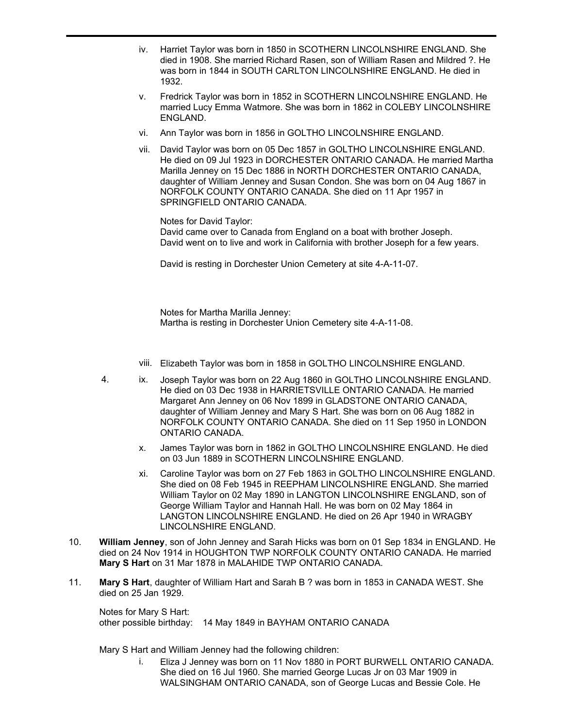iv. Harriet Taylor was born in 1850 in SCOTHERN LINCOLNSHIRE ENGLAND. She died in 1908. She married Richard Rasen, son of William Rasen and Mildred ?. He was born in 1844 in SOUTH CARLTON LINCOLNSHIRE ENGLAND. He died in 1932.

v. Fredrick Taylor was born in 1852 in SCOTHERN LINCOLNSHIRE ENGLAND. He married Lucy Emma Watmore. She was born in 1862 in COLEBY LINCOLNSHIRE ENGLAND.

vi. Ann Taylor was born in 1856 in GOLTHO LINCOLNSHIRE ENGLAND.

vii. David Taylor was born on 05 Dec 1857 in GOLTHO LINCOLNSHIRE ENGLAND. He died on 09 Jul 1923 in DORCHESTER ONTARIO CANADA. He married Martha Marilla Jenney on 15 Dec 1886 in NORTH DORCHESTER ONTARIO CANADA, daughter of William Jenney and Susan Condon. She was born on 04 Aug 1867 in NORFOLK COUNTY ONTARIO CANADA. She died on 11 Apr 1957 in SPRINGFIELD ONTARIO CANADA.

Notes for David Taylor:
David came over to Canada from England on a boat with brother Joseph.
David went on to live and work in California with brother Joseph for a few years.

David is resting in Dorchester Union Cemetery at site 4-A-11-07.

Notes for Martha Marilla Jenney:
Martha is resting in Dorchester Union Cemetery site 4-A-11-08.

viii. Elizabeth Taylor was born in 1858 in GOLTHO LINCOLNSHIRE ENGLAND.

4. ix. Joseph Taylor was born on 22 Aug 1860 in GOLTHO LINCOLNSHIRE ENGLAND. He died on 03 Dec 1938 in HARRIETSVILLE ONTARIO CANADA. He married Margaret Ann Jenney on 06 Nov 1899 in GLADSTONE ONTARIO CANADA, daughter of William Jenney and Mary S Hart. She was born on 06 Aug 1882 in NORFOLK COUNTY ONTARIO CANADA. She died on 11 Sep 1950 in LONDON ONTARIO CANADA.

x. James Taylor was born in 1862 in GOLTHO LINCOLNSHIRE ENGLAND. He died on 03 Jun 1889 in SCOTHERN LINCOLNSHIRE ENGLAND.

xi. Caroline Taylor was born on 27 Feb 1863 in GOLTHO LINCOLNSHIRE ENGLAND. She died on 08 Feb 1945 in REEPHAM LINCOLNSHIRE ENGLAND. She married William Taylor on 02 May 1890 in LANGTON LINCOLNSHIRE ENGLAND, son of George William Taylor and Hannah Hall. He was born on 02 May 1864 in LANGTON LINCOLNSHIRE ENGLAND. He died on 26 Apr 1940 in WRAGBY LINCOLNSHIRE ENGLAND.

10. **William Jenney**, son of John Jenney and Sarah Hicks was born on 01 Sep 1834 in ENGLAND. He died on 24 Nov 1914 in HOUGHTON TWP NORFOLK COUNTY ONTARIO CANADA. He married **Mary S Hart** on 31 Mar 1878 in MALAHIDE TWP ONTARIO CANADA.

11. **Mary S Hart**, daughter of William Hart and Sarah B ? was born in 1853 in CANADA WEST. She died on 25 Jan 1929.

Notes for Mary S Hart:
other possible birthday: 14 May 1849 in BAYHAM ONTARIO CANADA

Mary S Hart and William Jenney had the following children:

i. Eliza J Jenney was born on 11 Nov 1880 in PORT BURWELL ONTARIO CANADA. She died on 16 Jul 1960. She married George Lucas Jr on 03 Mar 1909 in WALSINGHAM ONTARIO CANADA, son of George Lucas and Bessie Cole. He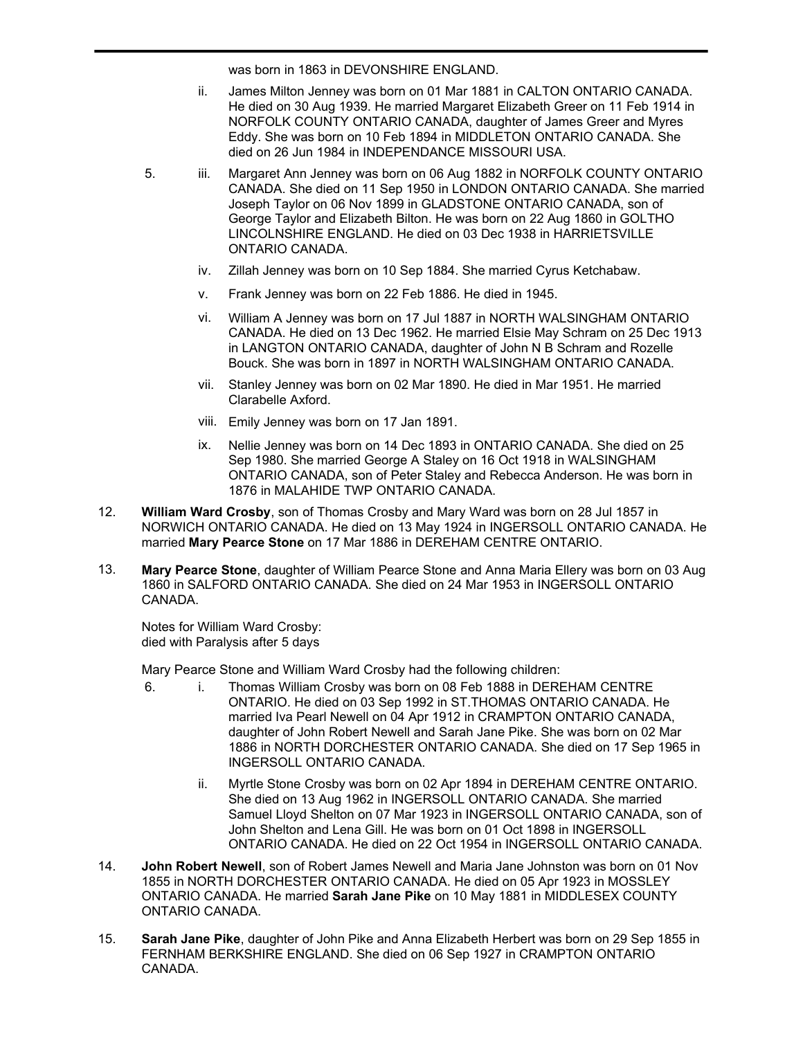was born in 1863 in DEVONSHIRE ENGLAND.

ii. James Milton Jenney was born on 01 Mar 1881 in CALTON ONTARIO CANADA. He died on 30 Aug 1939. He married Margaret Elizabeth Greer on 11 Feb 1914 in NORFOLK COUNTY ONTARIO CANADA, daughter of James Greer and Myres Eddy. She was born on 10 Feb 1894 in MIDDLETON ONTARIO CANADA. She died on 26 Jun 1984 in INDEPENDANCE MISSOURI USA.

5. iii. Margaret Ann Jenney was born on 06 Aug 1882 in NORFOLK COUNTY ONTARIO CANADA. She died on 11 Sep 1950 in LONDON ONTARIO CANADA. She married Joseph Taylor on 06 Nov 1899 in GLADSTONE ONTARIO CANADA, son of George Taylor and Elizabeth Bilton. He was born on 22 Aug 1860 in GOLTHO LINCOLNSHIRE ENGLAND. He died on 03 Dec 1938 in HARRIETSVILLE ONTARIO CANADA.

iv. Zillah Jenney was born on 10 Sep 1884. She married Cyrus Ketchabaw.

v. Frank Jenney was born on 22 Feb 1886. He died in 1945.

vi. William A Jenney was born on 17 Jul 1887 in NORTH WALSINGHAM ONTARIO CANADA. He died on 13 Dec 1962. He married Elsie May Schram on 25 Dec 1913 in LANGTON ONTARIO CANADA, daughter of John N B Schram and Rozelle Bouck. She was born in 1897 in NORTH WALSINGHAM ONTARIO CANADA.

vii. Stanley Jenney was born on 02 Mar 1890. He died in Mar 1951. He married Clarabelle Axford.

viii. Emily Jenney was born on 17 Jan 1891.

ix. Nellie Jenney was born on 14 Dec 1893 in ONTARIO CANADA. She died on 25 Sep 1980. She married George A Staley on 16 Oct 1918 in WALSINGHAM ONTARIO CANADA, son of Peter Staley and Rebecca Anderson. He was born in 1876 in MALAHIDE TWP ONTARIO CANADA.

12. **William Ward Crosby**, son of Thomas Crosby and Mary Ward was born on 28 Jul 1857 in NORWICH ONTARIO CANADA. He died on 13 May 1924 in INGERSOLL ONTARIO CANADA. He married **Mary Pearce Stone** on 17 Mar 1886 in DEREHAM CENTRE ONTARIO.

13. **Mary Pearce Stone**, daughter of William Pearce Stone and Anna Maria Ellery was born on 03 Aug 1860 in SALFORD ONTARIO CANADA. She died on 24 Mar 1953 in INGERSOLL ONTARIO CANADA.

Notes for William Ward Crosby:
died with Paralysis after 5 days

Mary Pearce Stone and William Ward Crosby had the following children:

6. i. Thomas William Crosby was born on 08 Feb 1888 in DEREHAM CENTRE ONTARIO. He died on 03 Sep 1992 in ST.THOMAS ONTARIO CANADA. He married Iva Pearl Newell on 04 Apr 1912 in CRAMPTON ONTARIO CANADA, daughter of John Robert Newell and Sarah Jane Pike. She was born on 02 Mar 1886 in NORTH DORCHESTER ONTARIO CANADA. She died on 17 Sep 1965 in INGERSOLL ONTARIO CANADA.

ii. Myrtle Stone Crosby was born on 02 Apr 1894 in DEREHAM CENTRE ONTARIO. She died on 13 Aug 1962 in INGERSOLL ONTARIO CANADA. She married Samuel Lloyd Shelton on 07 Mar 1923 in INGERSOLL ONTARIO CANADA, son of John Shelton and Lena Gill. He was born on 01 Oct 1898 in INGERSOLL ONTARIO CANADA. He died on 22 Oct 1954 in INGERSOLL ONTARIO CANADA.

14. **John Robert Newell**, son of Robert James Newell and Maria Jane Johnston was born on 01 Nov 1855 in NORTH DORCHESTER ONTARIO CANADA. He died on 05 Apr 1923 in MOSSLEY ONTARIO CANADA. He married **Sarah Jane Pike** on 10 May 1881 in MIDDLESEX COUNTY ONTARIO CANADA.

15. **Sarah Jane Pike**, daughter of John Pike and Anna Elizabeth Herbert was born on 29 Sep 1855 in FERNHAM BERKSHIRE ENGLAND. She died on 06 Sep 1927 in CRAMPTON ONTARIO CANADA.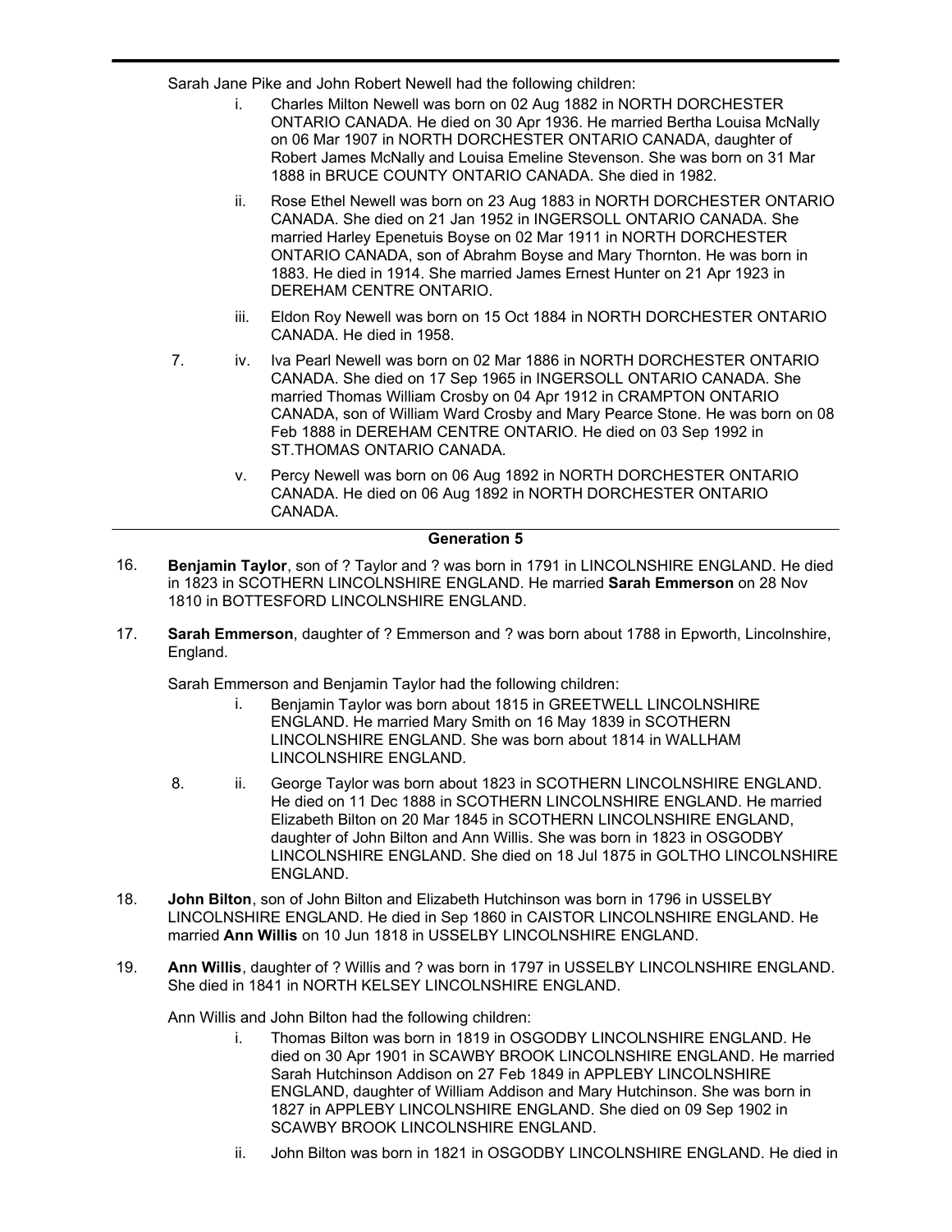Sarah Jane Pike and John Robert Newell had the following children:

i. Charles Milton Newell was born on 02 Aug 1882 in NORTH DORCHESTER ONTARIO CANADA. He died on 30 Apr 1936. He married Bertha Louisa McNally on 06 Mar 1907 in NORTH DORCHESTER ONTARIO CANADA, daughter of Robert James McNally and Louisa Emeline Stevenson. She was born on 31 Mar 1888 in BRUCE COUNTY ONTARIO CANADA. She died in 1982.

ii. Rose Ethel Newell was born on 23 Aug 1883 in NORTH DORCHESTER ONTARIO CANADA. She died on 21 Jan 1952 in INGERSOLL ONTARIO CANADA. She married Harley Epenetuis Boyse on 02 Mar 1911 in NORTH DORCHESTER ONTARIO CANADA, son of Abrahm Boyse and Mary Thornton. He was born in 1883. He died in 1914. She married James Ernest Hunter on 21 Apr 1923 in DEREHAM CENTRE ONTARIO.

iii. Eldon Roy Newell was born on 15 Oct 1884 in NORTH DORCHESTER ONTARIO CANADA. He died in 1958.

7. iv. Iva Pearl Newell was born on 02 Mar 1886 in NORTH DORCHESTER ONTARIO CANADA. She died on 17 Sep 1965 in INGERSOLL ONTARIO CANADA. She married Thomas William Crosby on 04 Apr 1912 in CRAMPTON ONTARIO CANADA, son of William Ward Crosby and Mary Pearce Stone. He was born on 08 Feb 1888 in DEREHAM CENTRE ONTARIO. He died on 03 Sep 1992 in ST.THOMAS ONTARIO CANADA.

v. Percy Newell was born on 06 Aug 1892 in NORTH DORCHESTER ONTARIO CANADA. He died on 06 Aug 1892 in NORTH DORCHESTER ONTARIO CANADA.

## Generation 5

16. **Benjamin Taylor**, son of ? Taylor and ? was born in 1791 in LINCOLNSHIRE ENGLAND. He died in 1823 in SCOTHERN LINCOLNSHIRE ENGLAND. He married **Sarah Emmerson** on 28 Nov 1810 in BOTTESFORD LINCOLNSHIRE ENGLAND.

17. **Sarah Emmerson**, daughter of ? Emmerson and ? was born about 1788 in Epworth, Lincolnshire, England.

Sarah Emmerson and Benjamin Taylor had the following children:

i. Benjamin Taylor was born about 1815 in GREETWELL LINCOLNSHIRE ENGLAND. He married Mary Smith on 16 May 1839 in SCOTHERN LINCOLNSHIRE ENGLAND. She was born about 1814 in WALLHAM LINCOLNSHIRE ENGLAND.

8. ii. George Taylor was born about 1823 in SCOTHERN LINCOLNSHIRE ENGLAND. He died on 11 Dec 1888 in SCOTHERN LINCOLNSHIRE ENGLAND. He married Elizabeth Bilton on 20 Mar 1845 in SCOTHERN LINCOLNSHIRE ENGLAND, daughter of John Bilton and Ann Willis. She was born in 1823 in OSGODBY LINCOLNSHIRE ENGLAND. She died on 18 Jul 1875 in GOLTHO LINCOLNSHIRE ENGLAND.

18. **John Bilton**, son of John Bilton and Elizabeth Hutchinson was born in 1796 in USSELBY LINCOLNSHIRE ENGLAND. He died in Sep 1860 in CAISTOR LINCOLNSHIRE ENGLAND. He married **Ann Willis** on 10 Jun 1818 in USSELBY LINCOLNSHIRE ENGLAND.

19. **Ann Willis**, daughter of ? Willis and ? was born in 1797 in USSELBY LINCOLNSHIRE ENGLAND. She died in 1841 in NORTH KELSEY LINCOLNSHIRE ENGLAND.

Ann Willis and John Bilton had the following children:

i. Thomas Bilton was born in 1819 in OSGODBY LINCOLNSHIRE ENGLAND. He died on 30 Apr 1901 in SCAWBY BROOK LINCOLNSHIRE ENGLAND. He married Sarah Hutchinson Addison on 27 Feb 1849 in APPLEBY LINCOLNSHIRE ENGLAND, daughter of William Addison and Mary Hutchinson. She was born in 1827 in APPLEBY LINCOLNSHIRE ENGLAND. She died on 09 Sep 1902 in SCAWBY BROOK LINCOLNSHIRE ENGLAND.

ii. John Bilton was born in 1821 in OSGODBY LINCOLNSHIRE ENGLAND. He died in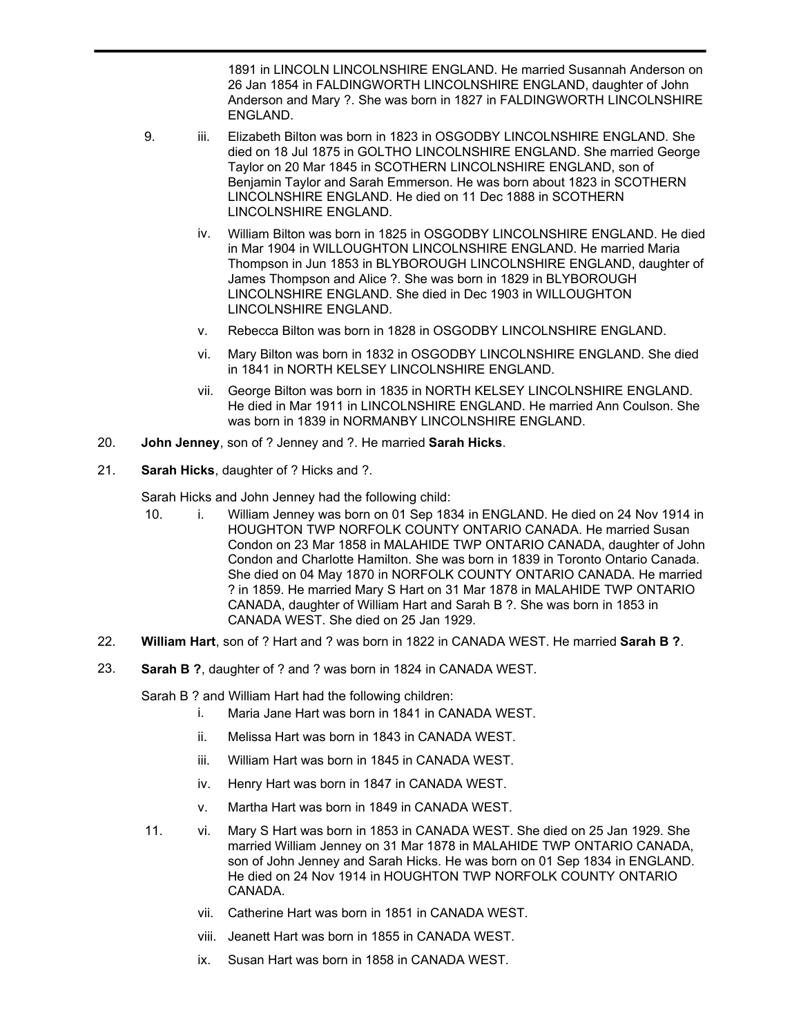1891 in LINCOLN LINCOLNSHIRE ENGLAND. He married Susannah Anderson on 26 Jan 1854 in FALDINGWORTH LINCOLNSHIRE ENGLAND, daughter of John Anderson and Mary ?. She was born in 1827 in FALDINGWORTH LINCOLNSHIRE ENGLAND.

9. iii. Elizabeth Bilton was born in 1823 in OSGODBY LINCOLNSHIRE ENGLAND. She died on 18 Jul 1875 in GOLTHO LINCOLNSHIRE ENGLAND. She married George Taylor on 20 Mar 1845 in SCOTHERN LINCOLNSHIRE ENGLAND, son of Benjamin Taylor and Sarah Emmerson. He was born about 1823 in SCOTHERN LINCOLNSHIRE ENGLAND. He died on 11 Dec 1888 in SCOTHERN LINCOLNSHIRE ENGLAND.

iv. William Bilton was born in 1825 in OSGODBY LINCOLNSHIRE ENGLAND. He died in Mar 1904 in WILLOUGHTON LINCOLNSHIRE ENGLAND. He married Maria Thompson in Jun 1853 in BLYBOROUGH LINCOLNSHIRE ENGLAND, daughter of James Thompson and Alice ?. She was born in 1829 in BLYBOROUGH LINCOLNSHIRE ENGLAND. She died in Dec 1903 in WILLOUGHTON LINCOLNSHIRE ENGLAND.

v. Rebecca Bilton was born in 1828 in OSGODBY LINCOLNSHIRE ENGLAND.

vi. Mary Bilton was born in 1832 in OSGODBY LINCOLNSHIRE ENGLAND. She died in 1841 in NORTH KELSEY LINCOLNSHIRE ENGLAND.

vii. George Bilton was born in 1835 in NORTH KELSEY LINCOLNSHIRE ENGLAND. He died in Mar 1911 in LINCOLNSHIRE ENGLAND. He married Ann Coulson. She was born in 1839 in NORMANBY LINCOLNSHIRE ENGLAND.

20. **John Jenney**, son of ? Jenney and ?. He married **Sarah Hicks**.

21. **Sarah Hicks**, daughter of ? Hicks and ?.

Sarah Hicks and John Jenney had the following child:

10. i. William Jenney was born on 01 Sep 1834 in ENGLAND. He died on 24 Nov 1914 in HOUGHTON TWP NORFOLK COUNTY ONTARIO CANADA. He married Susan Condon on 23 Mar 1858 in MALAHIDE TWP ONTARIO CANADA, daughter of John Condon and Charlotte Hamilton. She was born in 1839 in Toronto Ontario Canada. She died on 04 May 1870 in NORFOLK COUNTY ONTARIO CANADA. He married ? in 1859. He married Mary S Hart on 31 Mar 1878 in MALAHIDE TWP ONTARIO CANADA, daughter of William Hart and Sarah B ?. She was born in 1853 in CANADA WEST. She died on 25 Jan 1929.

22. **William Hart**, son of ? Hart and ? was born in 1822 in CANADA WEST. He married **Sarah B ?**.

23. **Sarah B ?**, daughter of ? and ? was born in 1824 in CANADA WEST.

Sarah B ? and William Hart had the following children:

i. Maria Jane Hart was born in 1841 in CANADA WEST.

ii. Melissa Hart was born in 1843 in CANADA WEST.

iii. William Hart was born in 1845 in CANADA WEST.

iv. Henry Hart was born in 1847 in CANADA WEST.

v. Martha Hart was born in 1849 in CANADA WEST.

11. vi. Mary S Hart was born in 1853 in CANADA WEST. She died on 25 Jan 1929. She married William Jenney on 31 Mar 1878 in MALAHIDE TWP ONTARIO CANADA, son of John Jenney and Sarah Hicks. He was born on 01 Sep 1834 in ENGLAND. He died on 24 Nov 1914 in HOUGHTON TWP NORFOLK COUNTY ONTARIO CANADA.

vii. Catherine Hart was born in 1851 in CANADA WEST.

viii. Jeanett Hart was born in 1855 in CANADA WEST.

ix. Susan Hart was born in 1858 in CANADA WEST.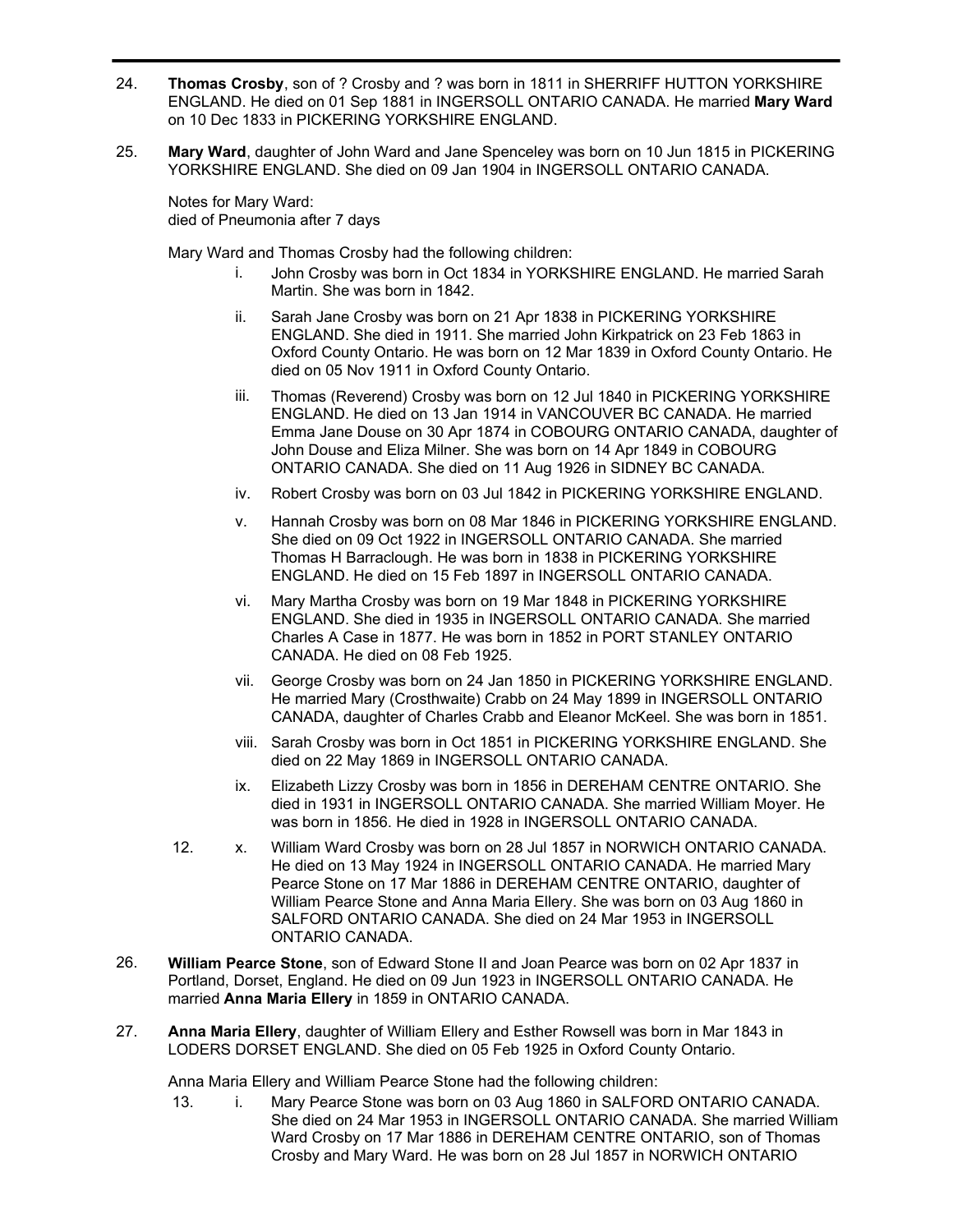24. **Thomas Crosby**, son of ? Crosby and ? was born in 1811 in SHERRIFF HUTTON YORKSHIRE ENGLAND. He died on 01 Sep 1881 in INGERSOLL ONTARIO CANADA. He married **Mary Ward** on 10 Dec 1833 in PICKERING YORKSHIRE ENGLAND.

25. **Mary Ward**, daughter of John Ward and Jane Spenceley was born on 10 Jun 1815 in PICKERING YORKSHIRE ENGLAND. She died on 09 Jan 1904 in INGERSOLL ONTARIO CANADA.

Notes for Mary Ward:
died of Pneumonia after 7 days

Mary Ward and Thomas Crosby had the following children:

- i. John Crosby was born in Oct 1834 in YORKSHIRE ENGLAND. He married Sarah Martin. She was born in 1842.
- ii. Sarah Jane Crosby was born on 21 Apr 1838 in PICKERING YORKSHIRE ENGLAND. She died in 1911. She married John Kirkpatrick on 23 Feb 1863 in Oxford County Ontario. He was born on 12 Mar 1839 in Oxford County Ontario. He died on 05 Nov 1911 in Oxford County Ontario.
- iii. Thomas (Reverend) Crosby was born on 12 Jul 1840 in PICKERING YORKSHIRE ENGLAND. He died on 13 Jan 1914 in VANCOUVER BC CANADA. He married Emma Jane Douse on 30 Apr 1874 in COBOURG ONTARIO CANADA, daughter of John Douse and Eliza Milner. She was born on 14 Apr 1849 in COBOURG ONTARIO CANADA. She died on 11 Aug 1926 in SIDNEY BC CANADA.
- iv. Robert Crosby was born on 03 Jul 1842 in PICKERING YORKSHIRE ENGLAND.
- v. Hannah Crosby was born on 08 Mar 1846 in PICKERING YORKSHIRE ENGLAND. She died on 09 Oct 1922 in INGERSOLL ONTARIO CANADA. She married Thomas H Barraclough. He was born in 1838 in PICKERING YORKSHIRE ENGLAND. He died on 15 Feb 1897 in INGERSOLL ONTARIO CANADA.
- vi. Mary Martha Crosby was born on 19 Mar 1848 in PICKERING YORKSHIRE ENGLAND. She died in 1935 in INGERSOLL ONTARIO CANADA. She married Charles A Case in 1877. He was born in 1852 in PORT STANLEY ONTARIO CANADA. He died on 08 Feb 1925.
- vii. George Crosby was born on 24 Jan 1850 in PICKERING YORKSHIRE ENGLAND. He married Mary (Crosthwaite) Crabb on 24 May 1899 in INGERSOLL ONTARIO CANADA, daughter of Charles Crabb and Eleanor McKeel. She was born in 1851.
- viii. Sarah Crosby was born in Oct 1851 in PICKERING YORKSHIRE ENGLAND. She died on 22 May 1869 in INGERSOLL ONTARIO CANADA.
- ix. Elizabeth Lizzy Crosby was born in 1856 in DEREHAM CENTRE ONTARIO. She died in 1931 in INGERSOLL ONTARIO CANADA. She married William Moyer. He was born in 1856. He died in 1928 in INGERSOLL ONTARIO CANADA.
- 12. x. William Ward Crosby was born on 28 Jul 1857 in NORWICH ONTARIO CANADA. He died on 13 May 1924 in INGERSOLL ONTARIO CANADA. He married Mary Pearce Stone on 17 Mar 1886 in DEREHAM CENTRE ONTARIO, daughter of William Pearce Stone and Anna Maria Ellery. She was born on 03 Aug 1860 in SALFORD ONTARIO CANADA. She died on 24 Mar 1953 in INGERSOLL ONTARIO CANADA.

26. **William Pearce Stone**, son of Edward Stone II and Joan Pearce was born on 02 Apr 1837 in Portland, Dorset, England. He died on 09 Jun 1923 in INGERSOLL ONTARIO CANADA. He married **Anna Maria Ellery** in 1859 in ONTARIO CANADA.

27. **Anna Maria Ellery**, daughter of William Ellery and Esther Rowsell was born in Mar 1843 in LODERS DORSET ENGLAND. She died on 05 Feb 1925 in Oxford County Ontario.

Anna Maria Ellery and William Pearce Stone had the following children:

- 13. i. Mary Pearce Stone was born on 03 Aug 1860 in SALFORD ONTARIO CANADA. She died on 24 Mar 1953 in INGERSOLL ONTARIO CANADA. She married William Ward Crosby on 17 Mar 1886 in DEREHAM CENTRE ONTARIO, son of Thomas Crosby and Mary Ward. He was born on 28 Jul 1857 in NORWICH ONTARIO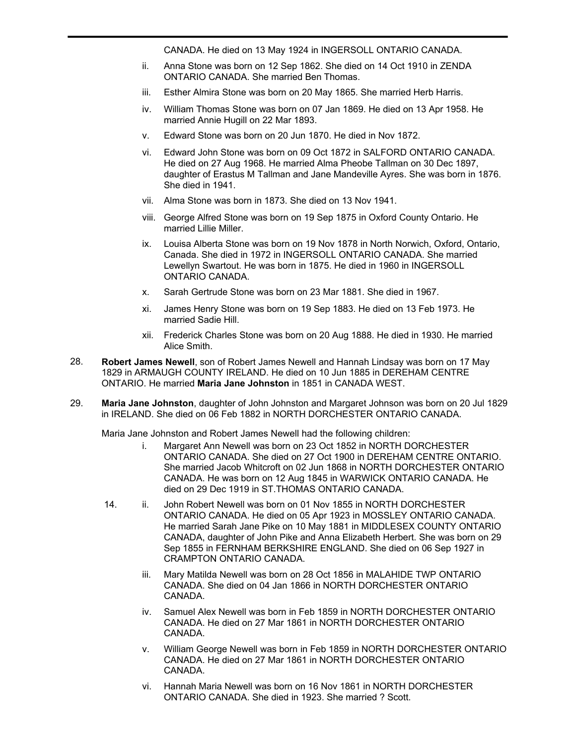CANADA. He died on 13 May 1924 in INGERSOLL ONTARIO CANADA.

ii. Anna Stone was born on 12 Sep 1862. She died on 14 Oct 1910 in ZENDA ONTARIO CANADA. She married Ben Thomas.

iii. Esther Almira Stone was born on 20 May 1865. She married Herb Harris.

iv. William Thomas Stone was born on 07 Jan 1869. He died on 13 Apr 1958. He married Annie Hugill on 22 Mar 1893.

v. Edward Stone was born on 20 Jun 1870. He died in Nov 1872.

vi. Edward John Stone was born on 09 Oct 1872 in SALFORD ONTARIO CANADA. He died on 27 Aug 1968. He married Alma Pheobe Tallman on 30 Dec 1897, daughter of Erastus M Tallman and Jane Mandeville Ayres. She was born in 1876. She died in 1941.

vii. Alma Stone was born in 1873. She died on 13 Nov 1941.

viii. George Alfred Stone was born on 19 Sep 1875 in Oxford County Ontario. He married Lillie Miller.

ix. Louisa Alberta Stone was born on 19 Nov 1878 in North Norwich, Oxford, Ontario, Canada. She died in 1972 in INGERSOLL ONTARIO CANADA. She married Lewellyn Swartout. He was born in 1875. He died in 1960 in INGERSOLL ONTARIO CANADA.

x. Sarah Gertrude Stone was born on 23 Mar 1881. She died in 1967.

xi. James Henry Stone was born on 19 Sep 1883. He died on 13 Feb 1973. He married Sadie Hill.

xii. Frederick Charles Stone was born on 20 Aug 1888. He died in 1930. He married Alice Smith.

28. **Robert James Newell**, son of Robert James Newell and Hannah Lindsay was born on 17 May 1829 in ARMAUGH COUNTY IRELAND. He died on 10 Jun 1885 in DEREHAM CENTRE ONTARIO. He married **Maria Jane Johnston** in 1851 in CANADA WEST.

29. **Maria Jane Johnston**, daughter of John Johnston and Margaret Johnson was born on 20 Jul 1829 in IRELAND. She died on 06 Feb 1882 in NORTH DORCHESTER ONTARIO CANADA.

Maria Jane Johnston and Robert James Newell had the following children:

i. Margaret Ann Newell was born on 23 Oct 1852 in NORTH DORCHESTER ONTARIO CANADA. She died on 27 Oct 1900 in DEREHAM CENTRE ONTARIO. She married Jacob Whitcroft on 02 Jun 1868 in NORTH DORCHESTER ONTARIO CANADA. He was born on 12 Aug 1845 in WARWICK ONTARIO CANADA. He died on 29 Dec 1919 in ST.THOMAS ONTARIO CANADA.

14. ii. John Robert Newell was born on 01 Nov 1855 in NORTH DORCHESTER ONTARIO CANADA. He died on 05 Apr 1923 in MOSSLEY ONTARIO CANADA. He married Sarah Jane Pike on 10 May 1881 in MIDDLESEX COUNTY ONTARIO CANADA, daughter of John Pike and Anna Elizabeth Herbert. She was born on 29 Sep 1855 in FERNHAM BERKSHIRE ENGLAND. She died on 06 Sep 1927 in CRAMPTON ONTARIO CANADA.

iii. Mary Matilda Newell was born on 28 Oct 1856 in MALAHIDE TWP ONTARIO CANADA. She died on 04 Jan 1866 in NORTH DORCHESTER ONTARIO CANADA.

iv. Samuel Alex Newell was born in Feb 1859 in NORTH DORCHESTER ONTARIO CANADA. He died on 27 Mar 1861 in NORTH DORCHESTER ONTARIO CANADA.

v. William George Newell was born in Feb 1859 in NORTH DORCHESTER ONTARIO CANADA. He died on 27 Mar 1861 in NORTH DORCHESTER ONTARIO CANADA.

vi. Hannah Maria Newell was born on 16 Nov 1861 in NORTH DORCHESTER ONTARIO CANADA. She died in 1923. She married ? Scott.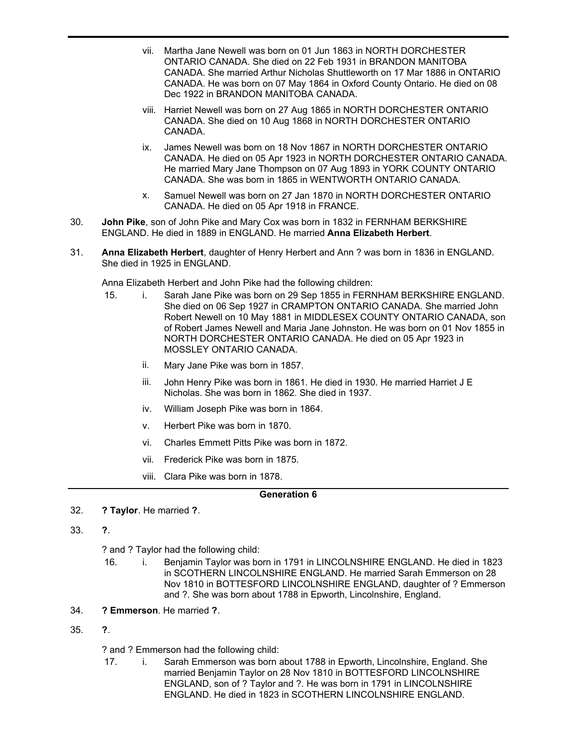vii. Martha Jane Newell was born on 01 Jun 1863 in NORTH DORCHESTER ONTARIO CANADA. She died on 22 Feb 1931 in BRANDON MANITOBA CANADA. She married Arthur Nicholas Shuttleworth on 17 Mar 1886 in ONTARIO CANADA. He was born on 07 May 1864 in Oxford County Ontario. He died on 08 Dec 1922 in BRANDON MANITOBA CANADA.

viii. Harriet Newell was born on 27 Aug 1865 in NORTH DORCHESTER ONTARIO CANADA. She died on 10 Aug 1868 in NORTH DORCHESTER ONTARIO CANADA.

ix. James Newell was born on 18 Nov 1867 in NORTH DORCHESTER ONTARIO CANADA. He died on 05 Apr 1923 in NORTH DORCHESTER ONTARIO CANADA. He married Mary Jane Thompson on 07 Aug 1893 in YORK COUNTY ONTARIO CANADA. She was born in 1865 in WENTWORTH ONTARIO CANADA.

x. Samuel Newell was born on 27 Jan 1870 in NORTH DORCHESTER ONTARIO CANADA. He died on 05 Apr 1918 in FRANCE.

30. **John Pike**, son of John Pike and Mary Cox was born in 1832 in FERNHAM BERKSHIRE ENGLAND. He died in 1889 in ENGLAND. He married **Anna Elizabeth Herbert**.

31. **Anna Elizabeth Herbert**, daughter of Henry Herbert and Ann ? was born in 1836 in ENGLAND. She died in 1925 in ENGLAND.

Anna Elizabeth Herbert and John Pike had the following children:

15. i. Sarah Jane Pike was born on 29 Sep 1855 in FERNHAM BERKSHIRE ENGLAND. She died on 06 Sep 1927 in CRAMPTON ONTARIO CANADA. She married John Robert Newell on 10 May 1881 in MIDDLESEX COUNTY ONTARIO CANADA, son of Robert James Newell and Maria Jane Johnston. He was born on 01 Nov 1855 in NORTH DORCHESTER ONTARIO CANADA. He died on 05 Apr 1923 in MOSSLEY ONTARIO CANADA.

ii. Mary Jane Pike was born in 1857.

iii. John Henry Pike was born in 1861. He died in 1930. He married Harriet J E Nicholas. She was born in 1862. She died in 1937.

iv. William Joseph Pike was born in 1864.

v. Herbert Pike was born in 1870.

vi. Charles Emmett Pitts Pike was born in 1872.

vii. Frederick Pike was born in 1875.

viii. Clara Pike was born in 1878.

## Generation 6

32. **? Taylor**. He married **?**.

33. **?**.

? and ? Taylor had the following child:

16. i. Benjamin Taylor was born in 1791 in LINCOLNSHIRE ENGLAND. He died in 1823 in SCOTHERN LINCOLNSHIRE ENGLAND. He married Sarah Emmerson on 28 Nov 1810 in BOTTESFORD LINCOLNSHIRE ENGLAND, daughter of ? Emmerson and ?. She was born about 1788 in Epworth, Lincolnshire, England.

34. **? Emmerson**. He married **?**.

35. **?**.

? and ? Emmerson had the following child:

17. i. Sarah Emmerson was born about 1788 in Epworth, Lincolnshire, England. She married Benjamin Taylor on 28 Nov 1810 in BOTTESFORD LINCOLNSHIRE ENGLAND, son of ? Taylor and ?. He was born in 1791 in LINCOLNSHIRE ENGLAND. He died in 1823 in SCOTHERN LINCOLNSHIRE ENGLAND.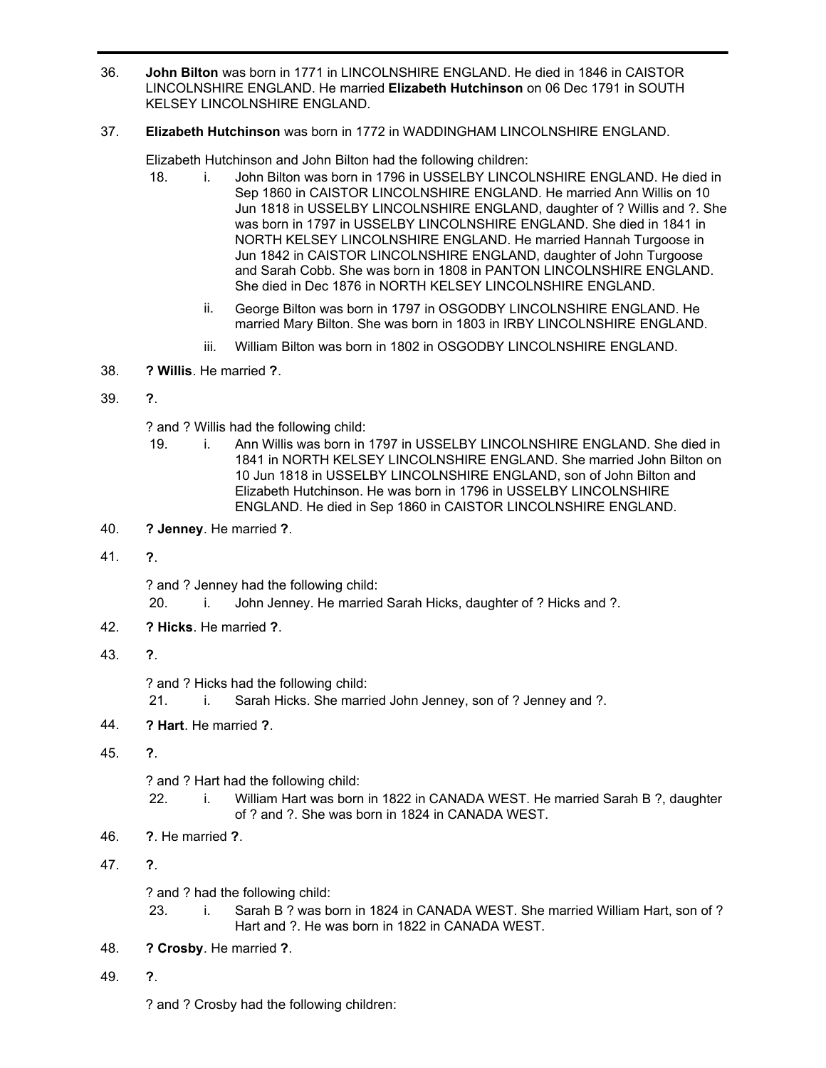36. **John Bilton** was born in 1771 in LINCOLNSHIRE ENGLAND. He died in 1846 in CAISTOR LINCOLNSHIRE ENGLAND. He married **Elizabeth Hutchinson** on 06 Dec 1791 in SOUTH KELSEY LINCOLNSHIRE ENGLAND.

37. **Elizabeth Hutchinson** was born in 1772 in WADDINGHAM LINCOLNSHIRE ENGLAND.

    Elizabeth Hutchinson and John Bilton had the following children:

    18. i. John Bilton was born in 1796 in USSELBY LINCOLNSHIRE ENGLAND. He died in Sep 1860 in CAISTOR LINCOLNSHIRE ENGLAND. He married Ann Willis on 10 Jun 1818 in USSELBY LINCOLNSHIRE ENGLAND, daughter of ? Willis and ?. She was born in 1797 in USSELBY LINCOLNSHIRE ENGLAND. She died in 1841 in NORTH KELSEY LINCOLNSHIRE ENGLAND. He married Hannah Turgoose in Jun 1842 in CAISTOR LINCOLNSHIRE ENGLAND, daughter of John Turgoose and Sarah Cobb. She was born in 1808 in PANTON LINCOLNSHIRE ENGLAND. She died in Dec 1876 in NORTH KELSEY LINCOLNSHIRE ENGLAND.

       ii. George Bilton was born in 1797 in OSGODBY LINCOLNSHIRE ENGLAND. He married Mary Bilton. She was born in 1803 in IRBY LINCOLNSHIRE ENGLAND.

       iii. William Bilton was born in 1802 in OSGODBY LINCOLNSHIRE ENGLAND.

38. **? Willis**. He married **?**.

39. **?**.

    ? and ? Willis had the following child:

    19. i. Ann Willis was born in 1797 in USSELBY LINCOLNSHIRE ENGLAND. She died in 1841 in NORTH KELSEY LINCOLNSHIRE ENGLAND. She married John Bilton on 10 Jun 1818 in USSELBY LINCOLNSHIRE ENGLAND, son of John Bilton and Elizabeth Hutchinson. He was born in 1796 in USSELBY LINCOLNSHIRE ENGLAND. He died in Sep 1860 in CAISTOR LINCOLNSHIRE ENGLAND.

40. **? Jenney**. He married **?**.

41. **?**.

    ? and ? Jenney had the following child:

    20. i. John Jenney. He married Sarah Hicks, daughter of ? Hicks and ?.

42. **? Hicks**. He married **?**.

43. **?**.

    ? and ? Hicks had the following child:

    21. i. Sarah Hicks. She married John Jenney, son of ? Jenney and ?.

44. **? Hart**. He married **?**.

45. **?**.

    ? and ? Hart had the following child:

    22. i. William Hart was born in 1822 in CANADA WEST. He married Sarah B ?, daughter of ? and ?. She was born in 1824 in CANADA WEST.

46. **?**. He married **?**.

47. **?**.

    ? and ? had the following child:

    23. i. Sarah B ? was born in 1824 in CANADA WEST. She married William Hart, son of ? Hart and ?. He was born in 1822 in CANADA WEST.

48. **? Crosby**. He married **?**.

49. **?**.

    ? and ? Crosby had the following children: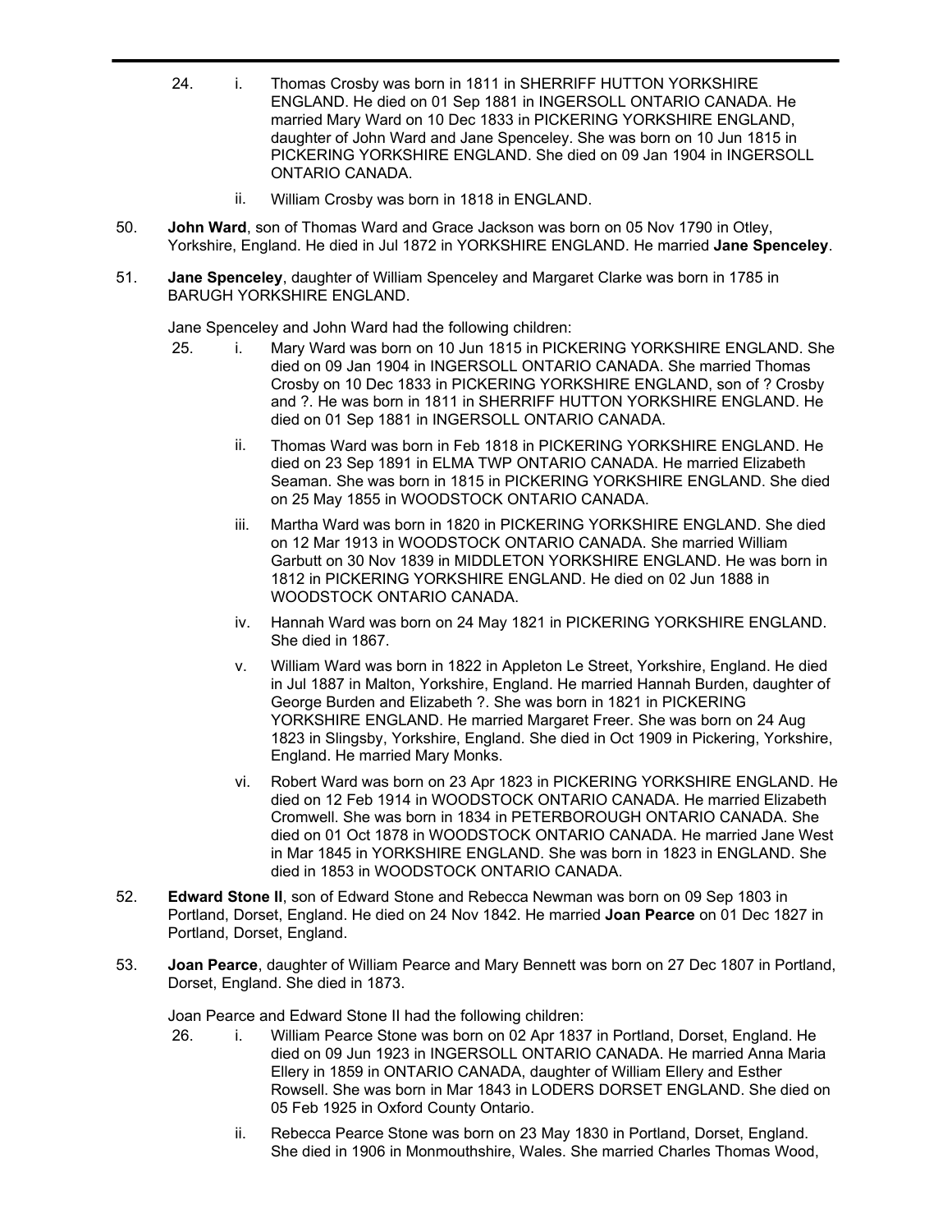24. i. Thomas Crosby was born in 1811 in SHERRIFF HUTTON YORKSHIRE ENGLAND. He died on 01 Sep 1881 in INGERSOLL ONTARIO CANADA. He married Mary Ward on 10 Dec 1833 in PICKERING YORKSHIRE ENGLAND, daughter of John Ward and Jane Spenceley. She was born on 10 Jun 1815 in PICKERING YORKSHIRE ENGLAND. She died on 09 Jan 1904 in INGERSOLL ONTARIO CANADA.

ii. William Crosby was born in 1818 in ENGLAND.

50. **John Ward**, son of Thomas Ward and Grace Jackson was born on 05 Nov 1790 in Otley, Yorkshire, England. He died in Jul 1872 in YORKSHIRE ENGLAND. He married **Jane Spenceley**.

51. **Jane Spenceley**, daughter of William Spenceley and Margaret Clarke was born in 1785 in BARUGH YORKSHIRE ENGLAND.

Jane Spenceley and John Ward had the following children:

25. i. Mary Ward was born on 10 Jun 1815 in PICKERING YORKSHIRE ENGLAND. She died on 09 Jan 1904 in INGERSOLL ONTARIO CANADA. She married Thomas Crosby on 10 Dec 1833 in PICKERING YORKSHIRE ENGLAND, son of ? Crosby and ?. He was born in 1811 in SHERRIFF HUTTON YORKSHIRE ENGLAND. He died on 01 Sep 1881 in INGERSOLL ONTARIO CANADA.

ii. Thomas Ward was born in Feb 1818 in PICKERING YORKSHIRE ENGLAND. He died on 23 Sep 1891 in ELMA TWP ONTARIO CANADA. He married Elizabeth Seaman. She was born in 1815 in PICKERING YORKSHIRE ENGLAND. She died on 25 May 1855 in WOODSTOCK ONTARIO CANADA.

iii. Martha Ward was born in 1820 in PICKERING YORKSHIRE ENGLAND. She died on 12 Mar 1913 in WOODSTOCK ONTARIO CANADA. She married William Garbutt on 30 Nov 1839 in MIDDLETON YORKSHIRE ENGLAND. He was born in 1812 in PICKERING YORKSHIRE ENGLAND. He died on 02 Jun 1888 in WOODSTOCK ONTARIO CANADA.

iv. Hannah Ward was born on 24 May 1821 in PICKERING YORKSHIRE ENGLAND. She died in 1867.

v. William Ward was born in 1822 in Appleton Le Street, Yorkshire, England. He died in Jul 1887 in Malton, Yorkshire, England. He married Hannah Burden, daughter of George Burden and Elizabeth ?. She was born in 1821 in PICKERING YORKSHIRE ENGLAND. He married Margaret Freer. She was born on 24 Aug 1823 in Slingsby, Yorkshire, England. She died in Oct 1909 in Pickering, Yorkshire, England. He married Mary Monks.

vi. Robert Ward was born on 23 Apr 1823 in PICKERING YORKSHIRE ENGLAND. He died on 12 Feb 1914 in WOODSTOCK ONTARIO CANADA. He married Elizabeth Cromwell. She was born in 1834 in PETERBOROUGH ONTARIO CANADA. She died on 01 Oct 1878 in WOODSTOCK ONTARIO CANADA. He married Jane West in Mar 1845 in YORKSHIRE ENGLAND. She was born in 1823 in ENGLAND. She died in 1853 in WOODSTOCK ONTARIO CANADA.

52. **Edward Stone II**, son of Edward Stone and Rebecca Newman was born on 09 Sep 1803 in Portland, Dorset, England. He died on 24 Nov 1842. He married **Joan Pearce** on 01 Dec 1827 in Portland, Dorset, England.

53. **Joan Pearce**, daughter of William Pearce and Mary Bennett was born on 27 Dec 1807 in Portland, Dorset, England. She died in 1873.

Joan Pearce and Edward Stone II had the following children:

26. i. William Pearce Stone was born on 02 Apr 1837 in Portland, Dorset, England. He died on 09 Jun 1923 in INGERSOLL ONTARIO CANADA. He married Anna Maria Ellery in 1859 in ONTARIO CANADA, daughter of William Ellery and Esther Rowsell. She was born in Mar 1843 in LODERS DORSET ENGLAND. She died on 05 Feb 1925 in Oxford County Ontario.

ii. Rebecca Pearce Stone was born on 23 May 1830 in Portland, Dorset, England. She died in 1906 in Monmouthshire, Wales. She married Charles Thomas Wood,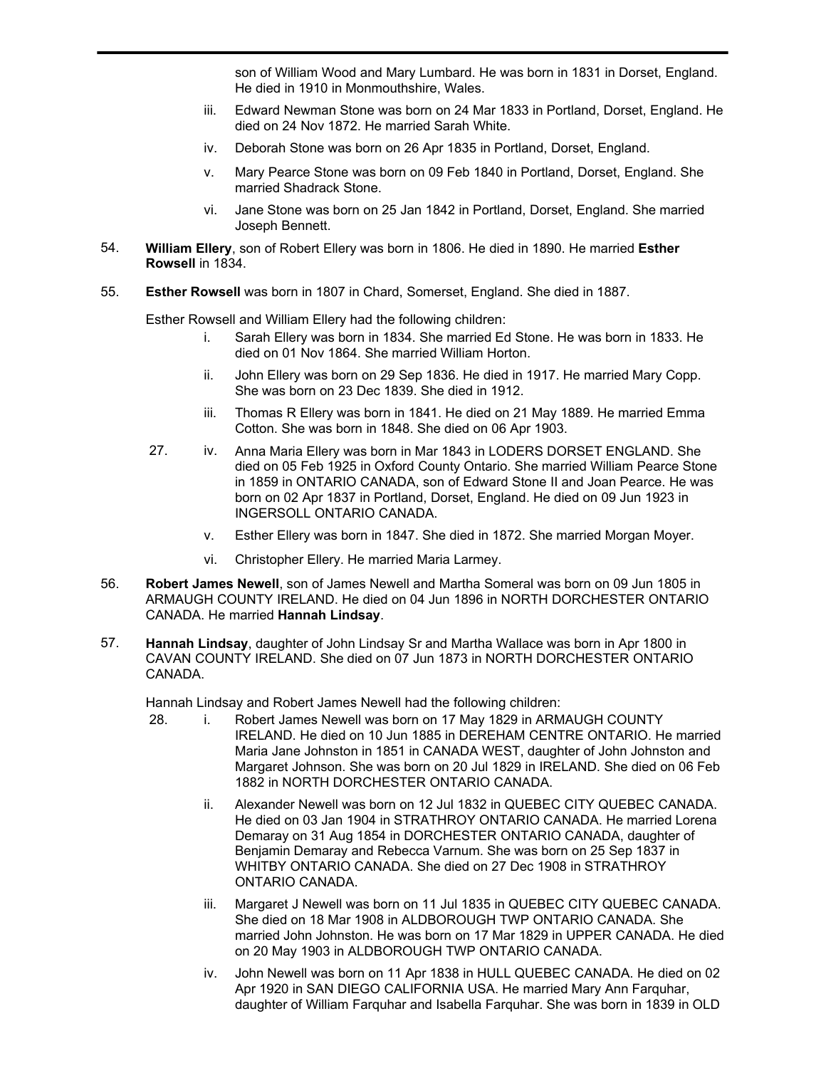son of William Wood and Mary Lumbard. He was born in 1831 in Dorset, England. He died in 1910 in Monmouthshire, Wales.

- iii. Edward Newman Stone was born on 24 Mar 1833 in Portland, Dorset, England. He died on 24 Nov 1872. He married Sarah White.
- iv. Deborah Stone was born on 26 Apr 1835 in Portland, Dorset, England.
- v. Mary Pearce Stone was born on 09 Feb 1840 in Portland, Dorset, England. She married Shadrack Stone.
- vi. Jane Stone was born on 25 Jan 1842 in Portland, Dorset, England. She married Joseph Bennett.

54. **William Ellery**, son of Robert Ellery was born in 1806. He died in 1890. He married **Esther Rowsell** in 1834.

55. **Esther Rowsell** was born in 1807 in Chard, Somerset, England. She died in 1887.

Esther Rowsell and William Ellery had the following children:

- i. Sarah Ellery was born in 1834. She married Ed Stone. He was born in 1833. He died on 01 Nov 1864. She married William Horton.
- ii. John Ellery was born on 29 Sep 1836. He died in 1917. He married Mary Copp. She was born on 23 Dec 1839. She died in 1912.
- iii. Thomas R Ellery was born in 1841. He died on 21 May 1889. He married Emma Cotton. She was born in 1848. She died on 06 Apr 1903.
- 27. iv. Anna Maria Ellery was born in Mar 1843 in LODERS DORSET ENGLAND. She died on 05 Feb 1925 in Oxford County Ontario. She married William Pearce Stone in 1859 in ONTARIO CANADA, son of Edward Stone II and Joan Pearce. He was born on 02 Apr 1837 in Portland, Dorset, England. He died on 09 Jun 1923 in INGERSOLL ONTARIO CANADA.
- v. Esther Ellery was born in 1847. She died in 1872. She married Morgan Moyer.
- vi. Christopher Ellery. He married Maria Larmey.

56. **Robert James Newell**, son of James Newell and Martha Someral was born on 09 Jun 1805 in ARMAUGH COUNTY IRELAND. He died on 04 Jun 1896 in NORTH DORCHESTER ONTARIO CANADA. He married **Hannah Lindsay**.

57. **Hannah Lindsay**, daughter of John Lindsay Sr and Martha Wallace was born in Apr 1800 in CAVAN COUNTY IRELAND. She died on 07 Jun 1873 in NORTH DORCHESTER ONTARIO CANADA.

Hannah Lindsay and Robert James Newell had the following children:

- 28. i. Robert James Newell was born on 17 May 1829 in ARMAUGH COUNTY IRELAND. He died on 10 Jun 1885 in DEREHAM CENTRE ONTARIO. He married Maria Jane Johnston in 1851 in CANADA WEST, daughter of John Johnston and Margaret Johnson. She was born on 20 Jul 1829 in IRELAND. She died on 06 Feb 1882 in NORTH DORCHESTER ONTARIO CANADA.
- ii. Alexander Newell was born on 12 Jul 1832 in QUEBEC CITY QUEBEC CANADA. He died on 03 Jan 1904 in STRATHROY ONTARIO CANADA. He married Lorena Demaray on 31 Aug 1854 in DORCHESTER ONTARIO CANADA, daughter of Benjamin Demaray and Rebecca Varnum. She was born on 25 Sep 1837 in WHITBY ONTARIO CANADA. She died on 27 Dec 1908 in STRATHROY ONTARIO CANADA.
- iii. Margaret J Newell was born on 11 Jul 1835 in QUEBEC CITY QUEBEC CANADA. She died on 18 Mar 1908 in ALDBOROUGH TWP ONTARIO CANADA. She married John Johnston. He was born on 17 Mar 1829 in UPPER CANADA. He died on 20 May 1903 in ALDBOROUGH TWP ONTARIO CANADA.
- iv. John Newell was born on 11 Apr 1838 in HULL QUEBEC CANADA. He died on 02 Apr 1920 in SAN DIEGO CALIFORNIA USA. He married Mary Ann Farquhar, daughter of William Farquhar and Isabella Farquhar. She was born in 1839 in OLD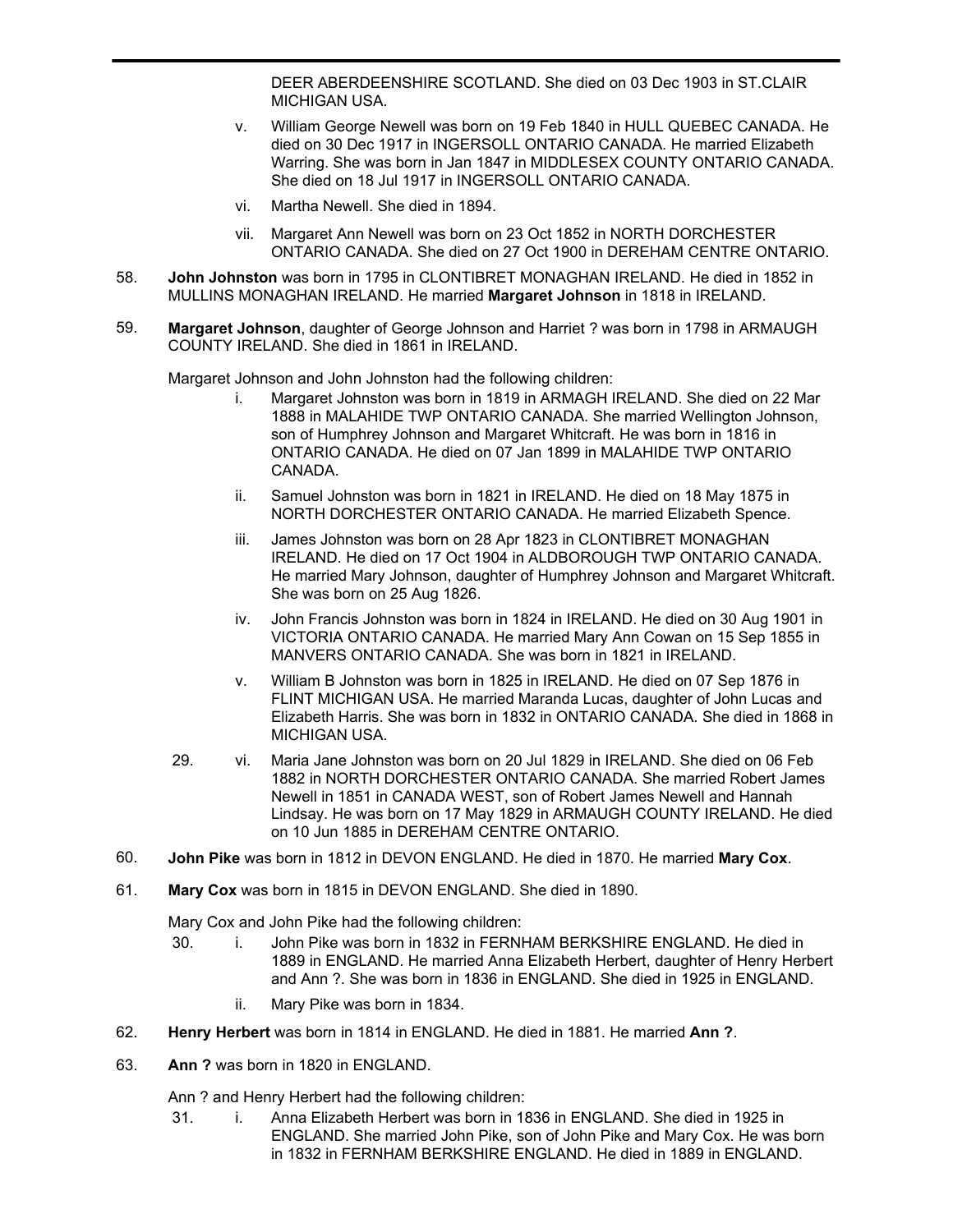DEER ABERDEENSHIRE SCOTLAND. She died on 03 Dec 1903 in ST.CLAIR MICHIGAN USA.

v. William George Newell was born on 19 Feb 1840 in HULL QUEBEC CANADA. He died on 30 Dec 1917 in INGERSOLL ONTARIO CANADA. He married Elizabeth Warring. She was born in Jan 1847 in MIDDLESEX COUNTY ONTARIO CANADA. She died on 18 Jul 1917 in INGERSOLL ONTARIO CANADA.

vi. Martha Newell. She died in 1894.

vii. Margaret Ann Newell was born on 23 Oct 1852 in NORTH DORCHESTER ONTARIO CANADA. She died on 27 Oct 1900 in DEREHAM CENTRE ONTARIO.

58. **John Johnston** was born in 1795 in CLONTIBRET MONAGHAN IRELAND. He died in 1852 in MULLINS MONAGHAN IRELAND. He married **Margaret Johnson** in 1818 in IRELAND.

59. **Margaret Johnson**, daughter of George Johnson and Harriet ? was born in 1798 in ARMAUGH COUNTY IRELAND. She died in 1861 in IRELAND.

Margaret Johnson and John Johnston had the following children:

i. Margaret Johnston was born in 1819 in ARMAGH IRELAND. She died on 22 Mar 1888 in MALAHIDE TWP ONTARIO CANADA. She married Wellington Johnson, son of Humphrey Johnson and Margaret Whitcraft. He was born in 1816 in ONTARIO CANADA. He died on 07 Jan 1899 in MALAHIDE TWP ONTARIO CANADA.

ii. Samuel Johnston was born in 1821 in IRELAND. He died on 18 May 1875 in NORTH DORCHESTER ONTARIO CANADA. He married Elizabeth Spence.

iii. James Johnston was born on 28 Apr 1823 in CLONTIBRET MONAGHAN IRELAND. He died on 17 Oct 1904 in ALDBOROUGH TWP ONTARIO CANADA. He married Mary Johnson, daughter of Humphrey Johnson and Margaret Whitcraft. She was born on 25 Aug 1826.

iv. John Francis Johnston was born in 1824 in IRELAND. He died on 30 Aug 1901 in VICTORIA ONTARIO CANADA. He married Mary Ann Cowan on 15 Sep 1855 in MANVERS ONTARIO CANADA. She was born in 1821 in IRELAND.

v. William B Johnston was born in 1825 in IRELAND. He died on 07 Sep 1876 in FLINT MICHIGAN USA. He married Maranda Lucas, daughter of John Lucas and Elizabeth Harris. She was born in 1832 in ONTARIO CANADA. She died in 1868 in MICHIGAN USA.

29. vi. Maria Jane Johnston was born on 20 Jul 1829 in IRELAND. She died on 06 Feb 1882 in NORTH DORCHESTER ONTARIO CANADA. She married Robert James Newell in 1851 in CANADA WEST, son of Robert James Newell and Hannah Lindsay. He was born on 17 May 1829 in ARMAUGH COUNTY IRELAND. He died on 10 Jun 1885 in DEREHAM CENTRE ONTARIO.

60. **John Pike** was born in 1812 in DEVON ENGLAND. He died in 1870. He married **Mary Cox**.

61. **Mary Cox** was born in 1815 in DEVON ENGLAND. She died in 1890.

Mary Cox and John Pike had the following children:

30. i. John Pike was born in 1832 in FERNHAM BERKSHIRE ENGLAND. He died in 1889 in ENGLAND. He married Anna Elizabeth Herbert, daughter of Henry Herbert and Ann ?. She was born in 1836 in ENGLAND. She died in 1925 in ENGLAND.

ii. Mary Pike was born in 1834.

62. **Henry Herbert** was born in 1814 in ENGLAND. He died in 1881. He married **Ann ?**.

63. **Ann ?** was born in 1820 in ENGLAND.

Ann ? and Henry Herbert had the following children:

31. i. Anna Elizabeth Herbert was born in 1836 in ENGLAND. She died in 1925 in ENGLAND. She married John Pike, son of John Pike and Mary Cox. He was born in 1832 in FERNHAM BERKSHIRE ENGLAND. He died in 1889 in ENGLAND.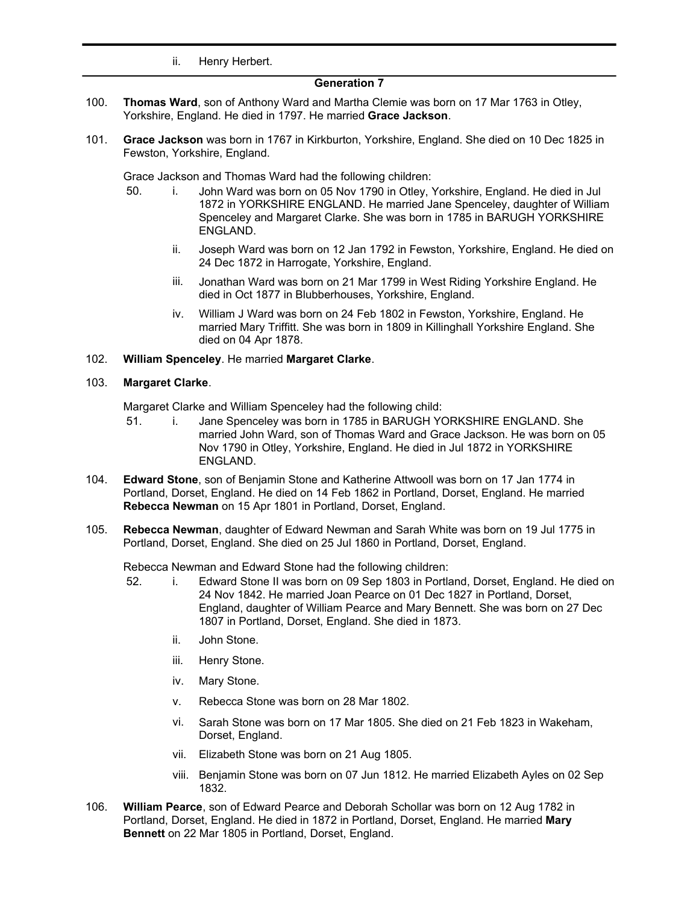ii. Henry Herbert.

## Generation 7

100. **Thomas Ward**, son of Anthony Ward and Martha Clemie was born on 17 Mar 1763 in Otley, Yorkshire, England. He died in 1797. He married **Grace Jackson**.

101. **Grace Jackson** was born in 1767 in Kirkburton, Yorkshire, England. She died on 10 Dec 1825 in Fewston, Yorkshire, England.

Grace Jackson and Thomas Ward had the following children:

- 50. i. John Ward was born on 05 Nov 1790 in Otley, Yorkshire, England. He died in Jul 1872 in YORKSHIRE ENGLAND. He married Jane Spenceley, daughter of William Spenceley and Margaret Clarke. She was born in 1785 in BARUGH YORKSHIRE ENGLAND.
- ii. Joseph Ward was born on 12 Jan 1792 in Fewston, Yorkshire, England. He died on 24 Dec 1872 in Harrogate, Yorkshire, England.
- iii. Jonathan Ward was born on 21 Mar 1799 in West Riding Yorkshire England. He died in Oct 1877 in Blubberhouses, Yorkshire, England.
- iv. William J Ward was born on 24 Feb 1802 in Fewston, Yorkshire, England. He married Mary Triffitt. She was born in 1809 in Killinghall Yorkshire England. She died on 04 Apr 1878.

102. **William Spenceley**. He married **Margaret Clarke**.

103. **Margaret Clarke**.

Margaret Clarke and William Spenceley had the following child:

- 51. i. Jane Spenceley was born in 1785 in BARUGH YORKSHIRE ENGLAND. She married John Ward, son of Thomas Ward and Grace Jackson. He was born on 05 Nov 1790 in Otley, Yorkshire, England. He died in Jul 1872 in YORKSHIRE ENGLAND.

104. **Edward Stone**, son of Benjamin Stone and Katherine Attwooll was born on 17 Jan 1774 in Portland, Dorset, England. He died on 14 Feb 1862 in Portland, Dorset, England. He married **Rebecca Newman** on 15 Apr 1801 in Portland, Dorset, England.

105. **Rebecca Newman**, daughter of Edward Newman and Sarah White was born on 19 Jul 1775 in Portland, Dorset, England. She died on 25 Jul 1860 in Portland, Dorset, England.

Rebecca Newman and Edward Stone had the following children:

- 52. i. Edward Stone II was born on 09 Sep 1803 in Portland, Dorset, England. He died on 24 Nov 1842. He married Joan Pearce on 01 Dec 1827 in Portland, Dorset, England, daughter of William Pearce and Mary Bennett. She was born on 27 Dec 1807 in Portland, Dorset, England. She died in 1873.
- ii. John Stone.
- iii. Henry Stone.
- iv. Mary Stone.
- v. Rebecca Stone was born on 28 Mar 1802.
- vi. Sarah Stone was born on 17 Mar 1805. She died on 21 Feb 1823 in Wakeham, Dorset, England.
- vii. Elizabeth Stone was born on 21 Aug 1805.
- viii. Benjamin Stone was born on 07 Jun 1812. He married Elizabeth Ayles on 02 Sep 1832.

106. **William Pearce**, son of Edward Pearce and Deborah Schollar was born on 12 Aug 1782 in Portland, Dorset, England. He died in 1872 in Portland, Dorset, England. He married **Mary Bennett** on 22 Mar 1805 in Portland, Dorset, England.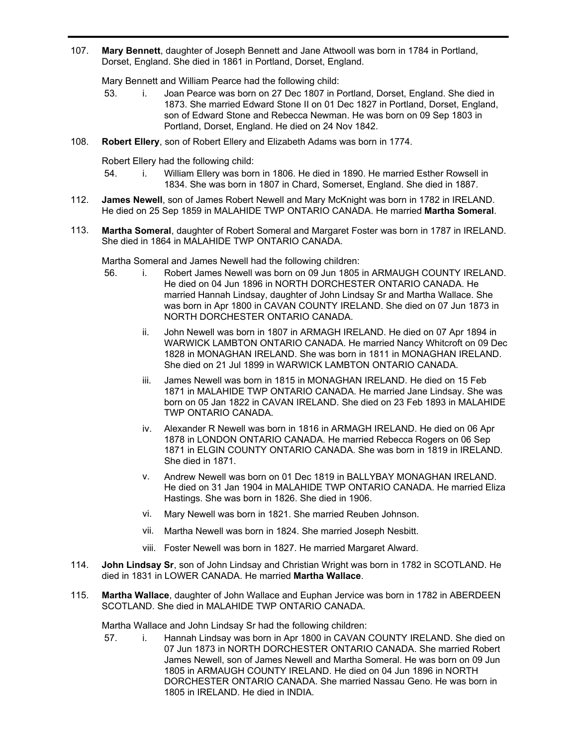107. **Mary Bennett**, daughter of Joseph Bennett and Jane Attwooll was born in 1784 in Portland, Dorset, England. She died in 1861 in Portland, Dorset, England.

Mary Bennett and William Pearce had the following child:

53. i. Joan Pearce was born on 27 Dec 1807 in Portland, Dorset, England. She died in 1873. She married Edward Stone II on 01 Dec 1827 in Portland, Dorset, England, son of Edward Stone and Rebecca Newman. He was born on 09 Sep 1803 in Portland, Dorset, England. He died on 24 Nov 1842.

108. **Robert Ellery**, son of Robert Ellery and Elizabeth Adams was born in 1774.

Robert Ellery had the following child:

54. i. William Ellery was born in 1806. He died in 1890. He married Esther Rowsell in 1834. She was born in 1807 in Chard, Somerset, England. She died in 1887.

112. **James Newell**, son of James Robert Newell and Mary McKnight was born in 1782 in IRELAND. He died on 25 Sep 1859 in MALAHIDE TWP ONTARIO CANADA. He married **Martha Someral**.

113. **Martha Someral**, daughter of Robert Someral and Margaret Foster was born in 1787 in IRELAND. She died in 1864 in MALAHIDE TWP ONTARIO CANADA.

Martha Someral and James Newell had the following children:

56. i. Robert James Newell was born on 09 Jun 1805 in ARMAUGH COUNTY IRELAND. He died on 04 Jun 1896 in NORTH DORCHESTER ONTARIO CANADA. He married Hannah Lindsay, daughter of John Lindsay Sr and Martha Wallace. She was born in Apr 1800 in CAVAN COUNTY IRELAND. She died on 07 Jun 1873 in NORTH DORCHESTER ONTARIO CANADA.

ii. John Newell was born in 1807 in ARMAGH IRELAND. He died on 07 Apr 1894 in WARWICK LAMBTON ONTARIO CANADA. He married Nancy Whitcroft on 09 Dec 1828 in MONAGHAN IRELAND. She was born in 1811 in MONAGHAN IRELAND. She died on 21 Jul 1899 in WARWICK LAMBTON ONTARIO CANADA.

iii. James Newell was born in 1815 in MONAGHAN IRELAND. He died on 15 Feb 1871 in MALAHIDE TWP ONTARIO CANADA. He married Jane Lindsay. She was born on 05 Jan 1822 in CAVAN IRELAND. She died on 23 Feb 1893 in MALAHIDE TWP ONTARIO CANADA.

iv. Alexander R Newell was born in 1816 in ARMAGH IRELAND. He died on 06 Apr 1878 in LONDON ONTARIO CANADA. He married Rebecca Rogers on 06 Sep 1871 in ELGIN COUNTY ONTARIO CANADA. She was born in 1819 in IRELAND. She died in 1871.

v. Andrew Newell was born on 01 Dec 1819 in BALLYBAY MONAGHAN IRELAND. He died on 31 Jan 1904 in MALAHIDE TWP ONTARIO CANADA. He married Eliza Hastings. She was born in 1826. She died in 1906.

vi. Mary Newell was born in 1821. She married Reuben Johnson.

vii. Martha Newell was born in 1824. She married Joseph Nesbitt.

viii. Foster Newell was born in 1827. He married Margaret Alward.

114. **John Lindsay Sr**, son of John Lindsay and Christian Wright was born in 1782 in SCOTLAND. He died in 1831 in LOWER CANADA. He married **Martha Wallace**.

115. **Martha Wallace**, daughter of John Wallace and Euphan Jervice was born in 1782 in ABERDEEN SCOTLAND. She died in MALAHIDE TWP ONTARIO CANADA.

Martha Wallace and John Lindsay Sr had the following children:

57. i. Hannah Lindsay was born in Apr 1800 in CAVAN COUNTY IRELAND. She died on 07 Jun 1873 in NORTH DORCHESTER ONTARIO CANADA. She married Robert James Newell, son of James Newell and Martha Someral. He was born on 09 Jun 1805 in ARMAUGH COUNTY IRELAND. He died on 04 Jun 1896 in NORTH DORCHESTER ONTARIO CANADA. She married Nassau Geno. He was born in 1805 in IRELAND. He died in INDIA.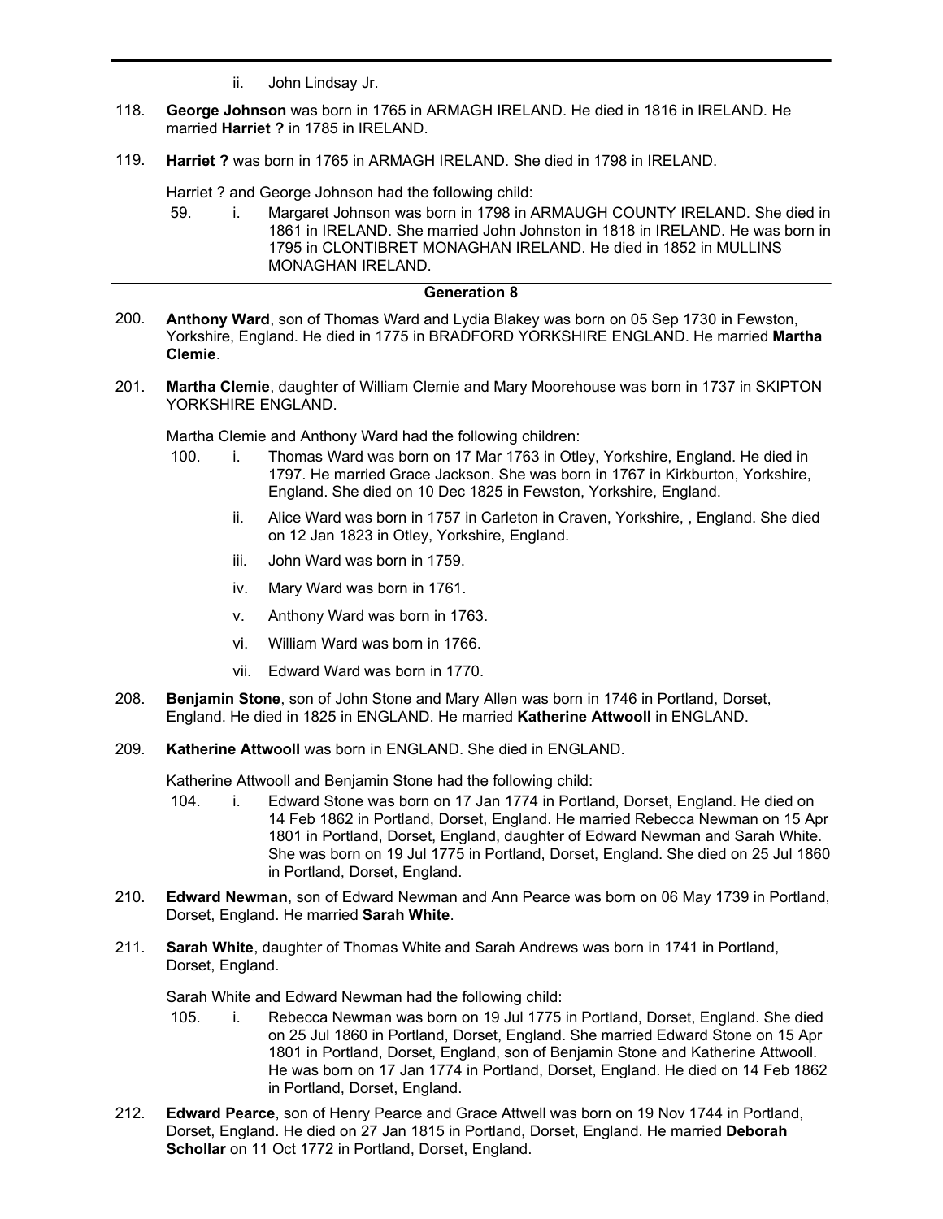ii. John Lindsay Jr.

118. **George Johnson** was born in 1765 in ARMAGH IRELAND. He died in 1816 in IRELAND. He married **Harriet ?** in 1785 in IRELAND.

119. **Harriet ?** was born in 1765 in ARMAGH IRELAND. She died in 1798 in IRELAND.

Harriet ? and George Johnson had the following child:

59. i. Margaret Johnson was born in 1798 in ARMAUGH COUNTY IRELAND. She died in 1861 in IRELAND. She married John Johnston in 1818 in IRELAND. He was born in 1795 in CLONTIBRET MONAGHAN IRELAND. He died in 1852 in MULLINS MONAGHAN IRELAND.

---

## Generation 8

200. **Anthony Ward**, son of Thomas Ward and Lydia Blakey was born on 05 Sep 1730 in Fewston, Yorkshire, England. He died in 1775 in BRADFORD YORKSHIRE ENGLAND. He married **Martha Clemie**.

201. **Martha Clemie**, daughter of William Clemie and Mary Moorehouse was born in 1737 in SKIPTON YORKSHIRE ENGLAND.

Martha Clemie and Anthony Ward had the following children:

100. i. Thomas Ward was born on 17 Mar 1763 in Otley, Yorkshire, England. He died in 1797. He married Grace Jackson. She was born in 1767 in Kirkburton, Yorkshire, England. She died on 10 Dec 1825 in Fewston, Yorkshire, England.

ii. Alice Ward was born in 1757 in Carleton in Craven, Yorkshire, , England. She died on 12 Jan 1823 in Otley, Yorkshire, England.

iii. John Ward was born in 1759.

iv. Mary Ward was born in 1761.

v. Anthony Ward was born in 1763.

vi. William Ward was born in 1766.

vii. Edward Ward was born in 1770.

208. **Benjamin Stone**, son of John Stone and Mary Allen was born in 1746 in Portland, Dorset, England. He died in 1825 in ENGLAND. He married **Katherine Attwooll** in ENGLAND.

209. **Katherine Attwooll** was born in ENGLAND. She died in ENGLAND.

Katherine Attwooll and Benjamin Stone had the following child:

104. i. Edward Stone was born on 17 Jan 1774 in Portland, Dorset, England. He died on 14 Feb 1862 in Portland, Dorset, England. He married Rebecca Newman on 15 Apr 1801 in Portland, Dorset, England, daughter of Edward Newman and Sarah White. She was born on 19 Jul 1775 in Portland, Dorset, England. She died on 25 Jul 1860 in Portland, Dorset, England.

210. **Edward Newman**, son of Edward Newman and Ann Pearce was born on 06 May 1739 in Portland, Dorset, England. He married **Sarah White**.

211. **Sarah White**, daughter of Thomas White and Sarah Andrews was born in 1741 in Portland, Dorset, England.

Sarah White and Edward Newman had the following child:

105. i. Rebecca Newman was born on 19 Jul 1775 in Portland, Dorset, England. She died on 25 Jul 1860 in Portland, Dorset, England. She married Edward Stone on 15 Apr 1801 in Portland, Dorset, England, son of Benjamin Stone and Katherine Attwooll. He was born on 17 Jan 1774 in Portland, Dorset, England. He died on 14 Feb 1862 in Portland, Dorset, England.

212. **Edward Pearce**, son of Henry Pearce and Grace Attwell was born on 19 Nov 1744 in Portland, Dorset, England. He died on 27 Jan 1815 in Portland, Dorset, England. He married **Deborah Schollar** on 11 Oct 1772 in Portland, Dorset, England.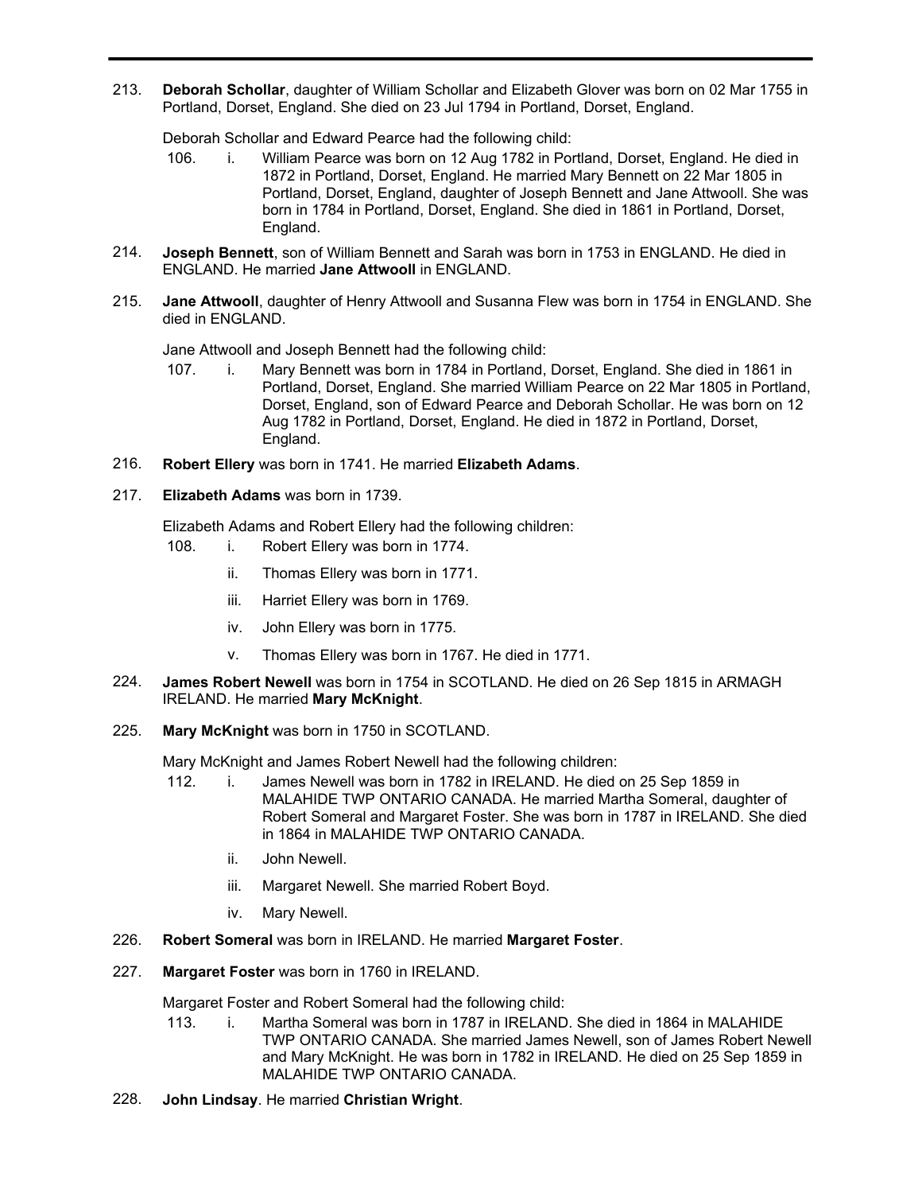213. **Deborah Schollar**, daughter of William Schollar and Elizabeth Glover was born on 02 Mar 1755 in Portland, Dorset, England. She died on 23 Jul 1794 in Portland, Dorset, England.

Deborah Schollar and Edward Pearce had the following child:

106. i. William Pearce was born on 12 Aug 1782 in Portland, Dorset, England. He died in 1872 in Portland, Dorset, England. He married Mary Bennett on 22 Mar 1805 in Portland, Dorset, England, daughter of Joseph Bennett and Jane Attwooll. She was born in 1784 in Portland, Dorset, England. She died in 1861 in Portland, Dorset, England.

214. **Joseph Bennett**, son of William Bennett and Sarah was born in 1753 in ENGLAND. He died in ENGLAND. He married **Jane Attwooll** in ENGLAND.

215. **Jane Attwooll**, daughter of Henry Attwooll and Susanna Flew was born in 1754 in ENGLAND. She died in ENGLAND.

Jane Attwooll and Joseph Bennett had the following child:

107. i. Mary Bennett was born in 1784 in Portland, Dorset, England. She died in 1861 in Portland, Dorset, England. She married William Pearce on 22 Mar 1805 in Portland, Dorset, England, son of Edward Pearce and Deborah Schollar. He was born on 12 Aug 1782 in Portland, Dorset, England. He died in 1872 in Portland, Dorset, England.

216. **Robert Ellery** was born in 1741. He married **Elizabeth Adams**.

217. **Elizabeth Adams** was born in 1739.

Elizabeth Adams and Robert Ellery had the following children:

108. i. Robert Ellery was born in 1774.

ii. Thomas Ellery was born in 1771.

iii. Harriet Ellery was born in 1769.

iv. John Ellery was born in 1775.

v. Thomas Ellery was born in 1767. He died in 1771.

224. **James Robert Newell** was born in 1754 in SCOTLAND. He died on 26 Sep 1815 in ARMAGH IRELAND. He married **Mary McKnight**.

225. **Mary McKnight** was born in 1750 in SCOTLAND.

Mary McKnight and James Robert Newell had the following children:

112. i. James Newell was born in 1782 in IRELAND. He died on 25 Sep 1859 in MALAHIDE TWP ONTARIO CANADA. He married Martha Someral, daughter of Robert Someral and Margaret Foster. She was born in 1787 in IRELAND. She died in 1864 in MALAHIDE TWP ONTARIO CANADA.

ii. John Newell.

iii. Margaret Newell. She married Robert Boyd.

iv. Mary Newell.

226. **Robert Someral** was born in IRELAND. He married **Margaret Foster**.

227. **Margaret Foster** was born in 1760 in IRELAND.

Margaret Foster and Robert Someral had the following child:

113. i. Martha Someral was born in 1787 in IRELAND. She died in 1864 in MALAHIDE TWP ONTARIO CANADA. She married James Newell, son of James Robert Newell and Mary McKnight. He was born in 1782 in IRELAND. He died on 25 Sep 1859 in MALAHIDE TWP ONTARIO CANADA.

228. **John Lindsay**. He married **Christian Wright**.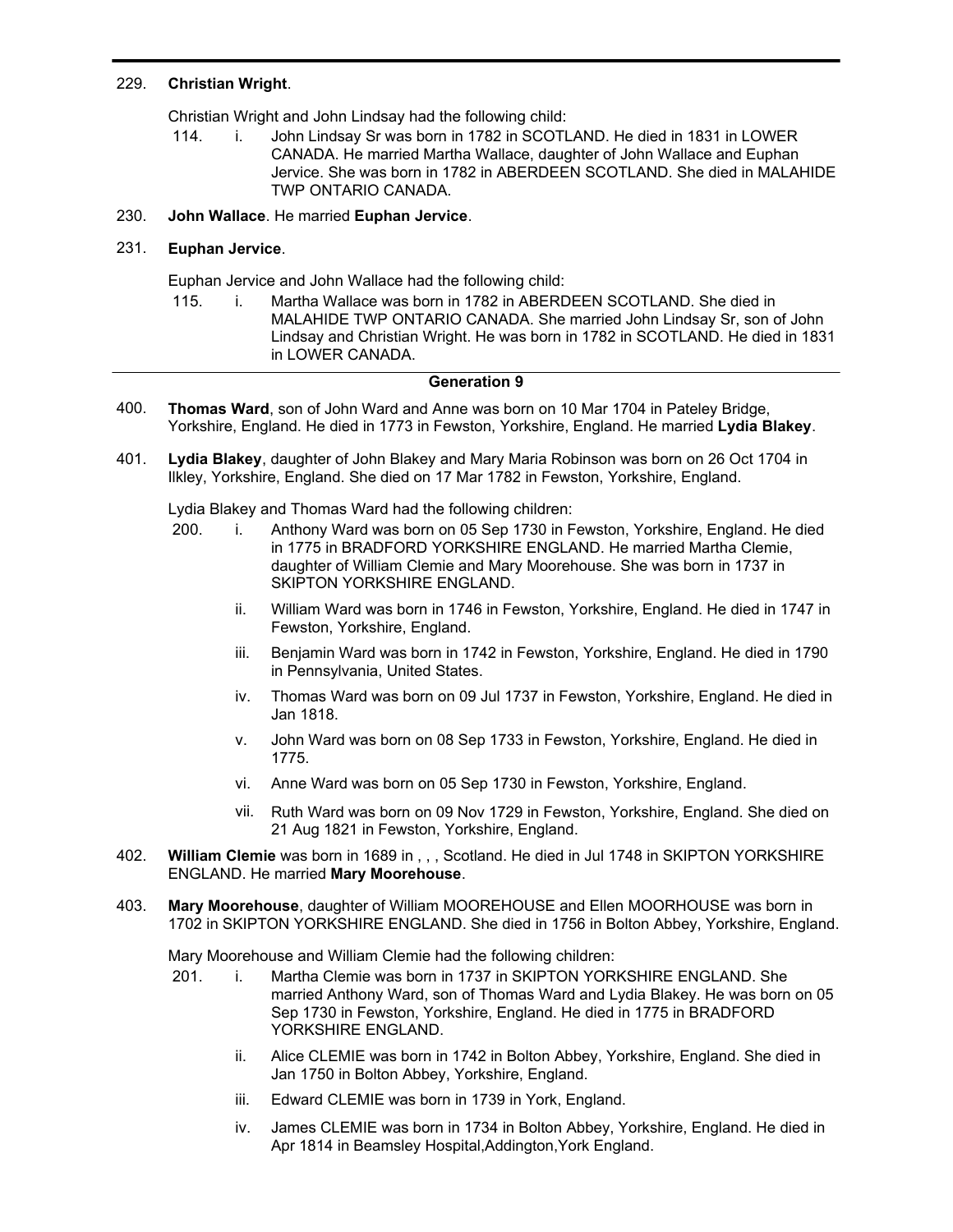229. **Christian Wright**.

Christian Wright and John Lindsay had the following child:

114. i. John Lindsay Sr was born in 1782 in SCOTLAND. He died in 1831 in LOWER CANADA. He married Martha Wallace, daughter of John Wallace and Euphan Jervice. She was born in 1782 in ABERDEEN SCOTLAND. She died in MALAHIDE TWP ONTARIO CANADA.

230. **John Wallace**. He married **Euphan Jervice**.

231. **Euphan Jervice**.

Euphan Jervice and John Wallace had the following child:

115. i. Martha Wallace was born in 1782 in ABERDEEN SCOTLAND. She died in MALAHIDE TWP ONTARIO CANADA. She married John Lindsay Sr, son of John Lindsay and Christian Wright. He was born in 1782 in SCOTLAND. He died in 1831 in LOWER CANADA.

## Generation 9

400. **Thomas Ward**, son of John Ward and Anne was born on 10 Mar 1704 in Pateley Bridge, Yorkshire, England. He died in 1773 in Fewston, Yorkshire, England. He married **Lydia Blakey**.

401. **Lydia Blakey**, daughter of John Blakey and Mary Maria Robinson was born on 26 Oct 1704 in Ilkley, Yorkshire, England. She died on 17 Mar 1782 in Fewston, Yorkshire, England.

Lydia Blakey and Thomas Ward had the following children:

200. i. Anthony Ward was born on 05 Sep 1730 in Fewston, Yorkshire, England. He died in 1775 in BRADFORD YORKSHIRE ENGLAND. He married Martha Clemie, daughter of William Clemie and Mary Moorehouse. She was born in 1737 in SKIPTON YORKSHIRE ENGLAND.

ii. William Ward was born in 1746 in Fewston, Yorkshire, England. He died in 1747 in Fewston, Yorkshire, England.

iii. Benjamin Ward was born in 1742 in Fewston, Yorkshire, England. He died in 1790 in Pennsylvania, United States.

iv. Thomas Ward was born on 09 Jul 1737 in Fewston, Yorkshire, England. He died in Jan 1818.

v. John Ward was born on 08 Sep 1733 in Fewston, Yorkshire, England. He died in 1775.

vi. Anne Ward was born on 05 Sep 1730 in Fewston, Yorkshire, England.

vii. Ruth Ward was born on 09 Nov 1729 in Fewston, Yorkshire, England. She died on 21 Aug 1821 in Fewston, Yorkshire, England.

402. **William Clemie** was born in 1689 in , , , Scotland. He died in Jul 1748 in SKIPTON YORKSHIRE ENGLAND. He married **Mary Moorehouse**.

403. **Mary Moorehouse**, daughter of William MOOREHOUSE and Ellen MOORHOUSE was born in 1702 in SKIPTON YORKSHIRE ENGLAND. She died in 1756 in Bolton Abbey, Yorkshire, England.

Mary Moorehouse and William Clemie had the following children:

201. i. Martha Clemie was born in 1737 in SKIPTON YORKSHIRE ENGLAND. She married Anthony Ward, son of Thomas Ward and Lydia Blakey. He was born on 05 Sep 1730 in Fewston, Yorkshire, England. He died in 1775 in BRADFORD YORKSHIRE ENGLAND.

ii. Alice CLEMIE was born in 1742 in Bolton Abbey, Yorkshire, England. She died in Jan 1750 in Bolton Abbey, Yorkshire, England.

iii. Edward CLEMIE was born in 1739 in York, England.

iv. James CLEMIE was born in 1734 in Bolton Abbey, Yorkshire, England. He died in Apr 1814 in Beamsley Hospital,Addington,York England.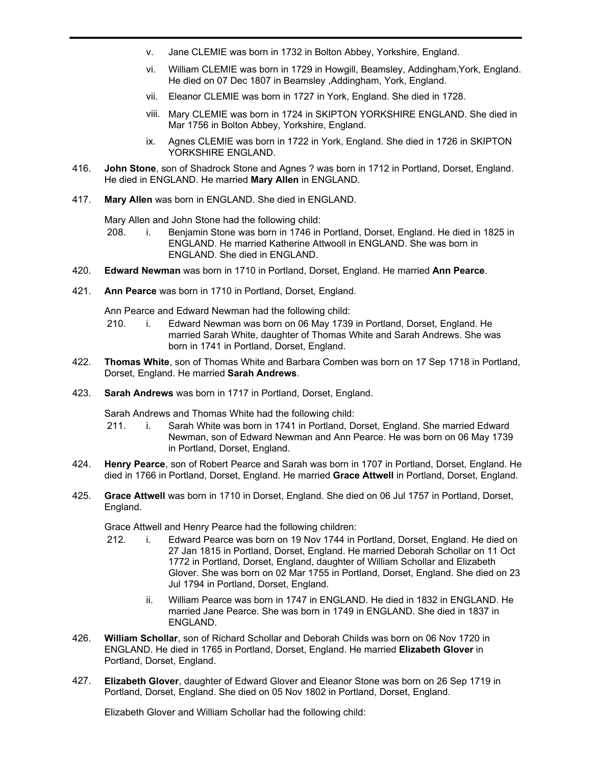v. Jane CLEMIE was born in 1732 in Bolton Abbey, Yorkshire, England.

vi. William CLEMIE was born in 1729 in Howgill, Beamsley, Addingham,York, England. He died on 07 Dec 1807 in Beamsley ,Addingham, York, England.

vii. Eleanor CLEMIE was born in 1727 in York, England. She died in 1728.

viii. Mary CLEMIE was born in 1724 in SKIPTON YORKSHIRE ENGLAND. She died in Mar 1756 in Bolton Abbey, Yorkshire, England.

ix. Agnes CLEMIE was born in 1722 in York, England. She died in 1726 in SKIPTON YORKSHIRE ENGLAND.

416. **John Stone**, son of Shadrock Stone and Agnes ? was born in 1712 in Portland, Dorset, England. He died in ENGLAND. He married **Mary Allen** in ENGLAND.

417. **Mary Allen** was born in ENGLAND. She died in ENGLAND.

Mary Allen and John Stone had the following child:

208. i. Benjamin Stone was born in 1746 in Portland, Dorset, England. He died in 1825 in ENGLAND. He married Katherine Attwooll in ENGLAND. She was born in ENGLAND. She died in ENGLAND.

420. **Edward Newman** was born in 1710 in Portland, Dorset, England. He married **Ann Pearce**.

421. **Ann Pearce** was born in 1710 in Portland, Dorset, England.

Ann Pearce and Edward Newman had the following child:

210. i. Edward Newman was born on 06 May 1739 in Portland, Dorset, England. He married Sarah White, daughter of Thomas White and Sarah Andrews. She was born in 1741 in Portland, Dorset, England.

422. **Thomas White**, son of Thomas White and Barbara Comben was born on 17 Sep 1718 in Portland, Dorset, England. He married **Sarah Andrews**.

423. **Sarah Andrews** was born in 1717 in Portland, Dorset, England.

Sarah Andrews and Thomas White had the following child:

211. i. Sarah White was born in 1741 in Portland, Dorset, England. She married Edward Newman, son of Edward Newman and Ann Pearce. He was born on 06 May 1739 in Portland, Dorset, England.

424. **Henry Pearce**, son of Robert Pearce and Sarah was born in 1707 in Portland, Dorset, England. He died in 1766 in Portland, Dorset, England. He married **Grace Attwell** in Portland, Dorset, England.

425. **Grace Attwell** was born in 1710 in Dorset, England. She died on 06 Jul 1757 in Portland, Dorset, England.

Grace Attwell and Henry Pearce had the following children:

212. i. Edward Pearce was born on 19 Nov 1744 in Portland, Dorset, England. He died on 27 Jan 1815 in Portland, Dorset, England. He married Deborah Schollar on 11 Oct 1772 in Portland, Dorset, England, daughter of William Schollar and Elizabeth Glover. She was born on 02 Mar 1755 in Portland, Dorset, England. She died on 23 Jul 1794 in Portland, Dorset, England.

ii. William Pearce was born in 1747 in ENGLAND. He died in 1832 in ENGLAND. He married Jane Pearce. She was born in 1749 in ENGLAND. She died in 1837 in ENGLAND.

426. **William Schollar**, son of Richard Schollar and Deborah Childs was born on 06 Nov 1720 in ENGLAND. He died in 1765 in Portland, Dorset, England. He married **Elizabeth Glover** in Portland, Dorset, England.

427. **Elizabeth Glover**, daughter of Edward Glover and Eleanor Stone was born on 26 Sep 1719 in Portland, Dorset, England. She died on 05 Nov 1802 in Portland, Dorset, England.

Elizabeth Glover and William Schollar had the following child: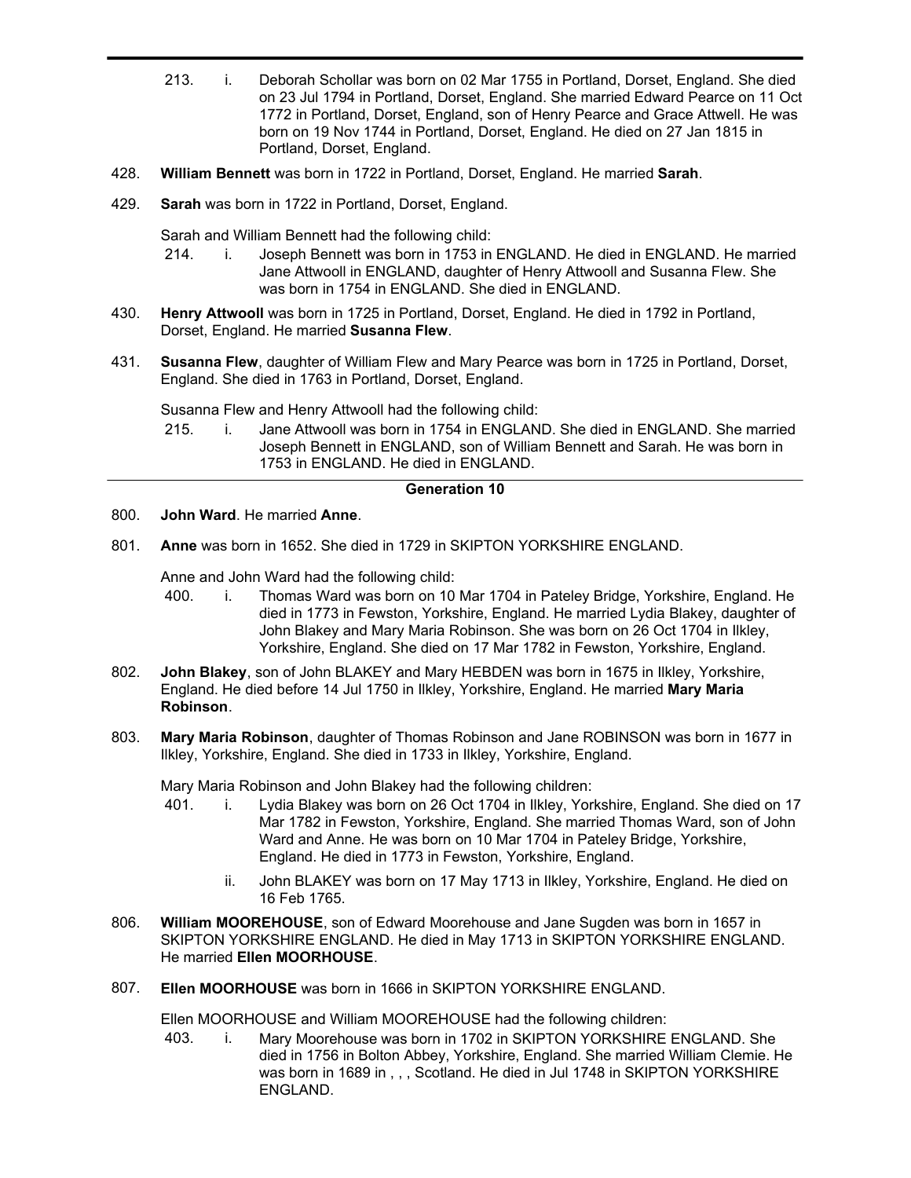213. i. Deborah Schollar was born on 02 Mar 1755 in Portland, Dorset, England. She died on 23 Jul 1794 in Portland, Dorset, England. She married Edward Pearce on 11 Oct 1772 in Portland, Dorset, England, son of Henry Pearce and Grace Attwell. He was born on 19 Nov 1744 in Portland, Dorset, England. He died on 27 Jan 1815 in Portland, Dorset, England.

428. **William Bennett** was born in 1722 in Portland, Dorset, England. He married **Sarah**.

429. **Sarah** was born in 1722 in Portland, Dorset, England.

Sarah and William Bennett had the following child:

214. i. Joseph Bennett was born in 1753 in ENGLAND. He died in ENGLAND. He married Jane Attwooll in ENGLAND, daughter of Henry Attwooll and Susanna Flew. She was born in 1754 in ENGLAND. She died in ENGLAND.

430. **Henry Attwooll** was born in 1725 in Portland, Dorset, England. He died in 1792 in Portland, Dorset, England. He married **Susanna Flew**.

431. **Susanna Flew**, daughter of William Flew and Mary Pearce was born in 1725 in Portland, Dorset, England. She died in 1763 in Portland, Dorset, England.

Susanna Flew and Henry Attwooll had the following child:

215. i. Jane Attwooll was born in 1754 in ENGLAND. She died in ENGLAND. She married Joseph Bennett in ENGLAND, son of William Bennett and Sarah. He was born in 1753 in ENGLAND. He died in ENGLAND.

## Generation 10

800. **John Ward**. He married **Anne**.

801. **Anne** was born in 1652. She died in 1729 in SKIPTON YORKSHIRE ENGLAND.

Anne and John Ward had the following child:

400. i. Thomas Ward was born on 10 Mar 1704 in Pateley Bridge, Yorkshire, England. He died in 1773 in Fewston, Yorkshire, England. He married Lydia Blakey, daughter of John Blakey and Mary Maria Robinson. She was born on 26 Oct 1704 in Ilkley, Yorkshire, England. She died on 17 Mar 1782 in Fewston, Yorkshire, England.

802. **John Blakey**, son of John BLAKEY and Mary HEBDEN was born in 1675 in Ilkley, Yorkshire, England. He died before 14 Jul 1750 in Ilkley, Yorkshire, England. He married **Mary Maria Robinson**.

803. **Mary Maria Robinson**, daughter of Thomas Robinson and Jane ROBINSON was born in 1677 in Ilkley, Yorkshire, England. She died in 1733 in Ilkley, Yorkshire, England.

Mary Maria Robinson and John Blakey had the following children:

401. i. Lydia Blakey was born on 26 Oct 1704 in Ilkley, Yorkshire, England. She died on 17 Mar 1782 in Fewston, Yorkshire, England. She married Thomas Ward, son of John Ward and Anne. He was born on 10 Mar 1704 in Pateley Bridge, Yorkshire, England. He died in 1773 in Fewston, Yorkshire, England.

ii. John BLAKEY was born on 17 May 1713 in Ilkley, Yorkshire, England. He died on 16 Feb 1765.

806. **William MOOREHOUSE**, son of Edward Moorehouse and Jane Sugden was born in 1657 in SKIPTON YORKSHIRE ENGLAND. He died in May 1713 in SKIPTON YORKSHIRE ENGLAND. He married **Ellen MOORHOUSE**.

807. **Ellen MOORHOUSE** was born in 1666 in SKIPTON YORKSHIRE ENGLAND.

Ellen MOORHOUSE and William MOOREHOUSE had the following children:

403. i. Mary Moorehouse was born in 1702 in SKIPTON YORKSHIRE ENGLAND. She died in 1756 in Bolton Abbey, Yorkshire, England. She married William Clemie. He was born in 1689 in , , , Scotland. He died in Jul 1748 in SKIPTON YORKSHIRE ENGLAND.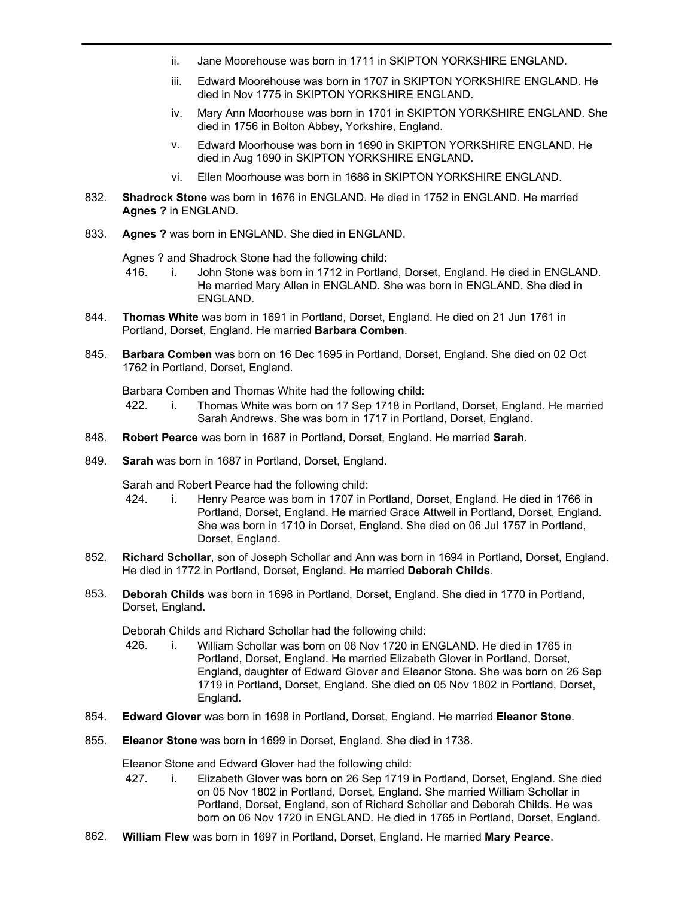ii. Jane Moorehouse was born in 1711 in SKIPTON YORKSHIRE ENGLAND.

iii. Edward Moorehouse was born in 1707 in SKIPTON YORKSHIRE ENGLAND. He died in Nov 1775 in SKIPTON YORKSHIRE ENGLAND.

iv. Mary Ann Moorhouse was born in 1701 in SKIPTON YORKSHIRE ENGLAND. She died in 1756 in Bolton Abbey, Yorkshire, England.

v. Edward Moorhouse was born in 1690 in SKIPTON YORKSHIRE ENGLAND. He died in Aug 1690 in SKIPTON YORKSHIRE ENGLAND.

vi. Ellen Moorhouse was born in 1686 in SKIPTON YORKSHIRE ENGLAND.

832. **Shadrock Stone** was born in 1676 in ENGLAND. He died in 1752 in ENGLAND. He married **Agnes ?** in ENGLAND.

833. **Agnes ?** was born in ENGLAND. She died in ENGLAND.

Agnes ? and Shadrock Stone had the following child:

416. i. John Stone was born in 1712 in Portland, Dorset, England. He died in ENGLAND. He married Mary Allen in ENGLAND. She was born in ENGLAND. She died in ENGLAND.

844. **Thomas White** was born in 1691 in Portland, Dorset, England. He died on 21 Jun 1761 in Portland, Dorset, England. He married **Barbara Comben**.

845. **Barbara Comben** was born on 16 Dec 1695 in Portland, Dorset, England. She died on 02 Oct 1762 in Portland, Dorset, England.

Barbara Comben and Thomas White had the following child:

422. i. Thomas White was born on 17 Sep 1718 in Portland, Dorset, England. He married Sarah Andrews. She was born in 1717 in Portland, Dorset, England.

848. **Robert Pearce** was born in 1687 in Portland, Dorset, England. He married **Sarah**.

849. **Sarah** was born in 1687 in Portland, Dorset, England.

Sarah and Robert Pearce had the following child:

424. i. Henry Pearce was born in 1707 in Portland, Dorset, England. He died in 1766 in Portland, Dorset, England. He married Grace Attwell in Portland, Dorset, England. She was born in 1710 in Dorset, England. She died on 06 Jul 1757 in Portland, Dorset, England.

852. **Richard Schollar**, son of Joseph Schollar and Ann was born in 1694 in Portland, Dorset, England. He died in 1772 in Portland, Dorset, England. He married **Deborah Childs**.

853. **Deborah Childs** was born in 1698 in Portland, Dorset, England. She died in 1770 in Portland, Dorset, England.

Deborah Childs and Richard Schollar had the following child:

426. i. William Schollar was born on 06 Nov 1720 in ENGLAND. He died in 1765 in Portland, Dorset, England. He married Elizabeth Glover in Portland, Dorset, England, daughter of Edward Glover and Eleanor Stone. She was born on 26 Sep 1719 in Portland, Dorset, England. She died on 05 Nov 1802 in Portland, Dorset, England.

854. **Edward Glover** was born in 1698 in Portland, Dorset, England. He married **Eleanor Stone**.

855. **Eleanor Stone** was born in 1699 in Dorset, England. She died in 1738.

Eleanor Stone and Edward Glover had the following child:

427. i. Elizabeth Glover was born on 26 Sep 1719 in Portland, Dorset, England. She died on 05 Nov 1802 in Portland, Dorset, England. She married William Schollar in Portland, Dorset, England, son of Richard Schollar and Deborah Childs. He was born on 06 Nov 1720 in ENGLAND. He died in 1765 in Portland, Dorset, England.

862. **William Flew** was born in 1697 in Portland, Dorset, England. He married **Mary Pearce**.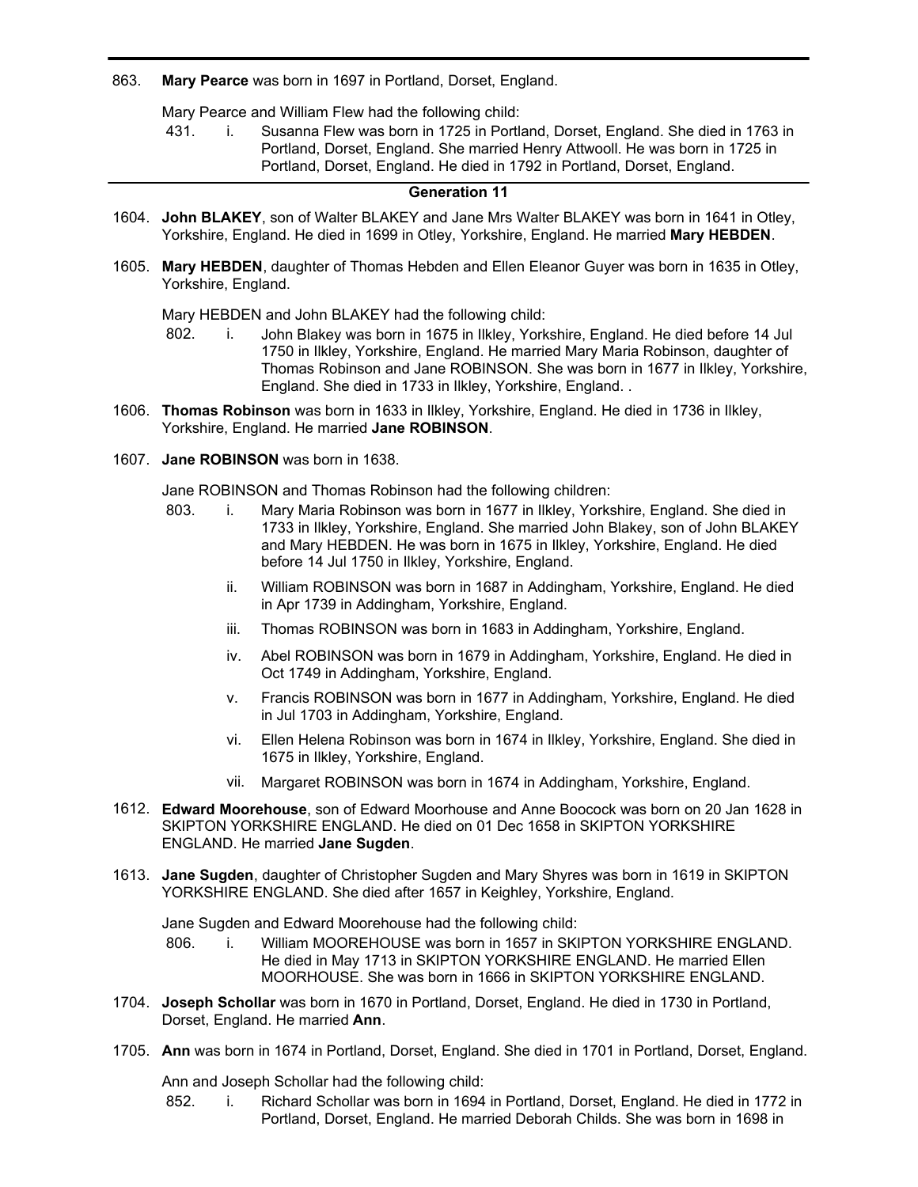863. **Mary Pearce** was born in 1697 in Portland, Dorset, England.

Mary Pearce and William Flew had the following child:

431. i. Susanna Flew was born in 1725 in Portland, Dorset, England. She died in 1763 in Portland, Dorset, England. She married Henry Attwooll. He was born in 1725 in Portland, Dorset, England. He died in 1792 in Portland, Dorset, England.

---

## Generation 11

1604. **John BLAKEY**, son of Walter BLAKEY and Jane Mrs Walter BLAKEY was born in 1641 in Otley, Yorkshire, England. He died in 1699 in Otley, Yorkshire, England. He married **Mary HEBDEN**.

1605. **Mary HEBDEN**, daughter of Thomas Hebden and Ellen Eleanor Guyer was born in 1635 in Otley, Yorkshire, England.

Mary HEBDEN and John BLAKEY had the following child:

802. i. John Blakey was born in 1675 in Ilkley, Yorkshire, England. He died before 14 Jul 1750 in Ilkley, Yorkshire, England. He married Mary Maria Robinson, daughter of Thomas Robinson and Jane ROBINSON. She was born in 1677 in Ilkley, Yorkshire, England. She died in 1733 in Ilkley, Yorkshire, England. .

1606. **Thomas Robinson** was born in 1633 in Ilkley, Yorkshire, England. He died in 1736 in Ilkley, Yorkshire, England. He married **Jane ROBINSON**.

1607. **Jane ROBINSON** was born in 1638.

Jane ROBINSON and Thomas Robinson had the following children:

803. i. Mary Maria Robinson was born in 1677 in Ilkley, Yorkshire, England. She died in 1733 in Ilkley, Yorkshire, England. She married John Blakey, son of John BLAKEY and Mary HEBDEN. He was born in 1675 in Ilkley, Yorkshire, England. He died before 14 Jul 1750 in Ilkley, Yorkshire, England.

ii. William ROBINSON was born in 1687 in Addingham, Yorkshire, England. He died in Apr 1739 in Addingham, Yorkshire, England.

iii. Thomas ROBINSON was born in 1683 in Addingham, Yorkshire, England.

iv. Abel ROBINSON was born in 1679 in Addingham, Yorkshire, England. He died in Oct 1749 in Addingham, Yorkshire, England.

v. Francis ROBINSON was born in 1677 in Addingham, Yorkshire, England. He died in Jul 1703 in Addingham, Yorkshire, England.

vi. Ellen Helena Robinson was born in 1674 in Ilkley, Yorkshire, England. She died in 1675 in Ilkley, Yorkshire, England.

vii. Margaret ROBINSON was born in 1674 in Addingham, Yorkshire, England.

1612. **Edward Moorehouse**, son of Edward Moorhouse and Anne Boocock was born on 20 Jan 1628 in SKIPTON YORKSHIRE ENGLAND. He died on 01 Dec 1658 in SKIPTON YORKSHIRE ENGLAND. He married **Jane Sugden**.

1613. **Jane Sugden**, daughter of Christopher Sugden and Mary Shyres was born in 1619 in SKIPTON YORKSHIRE ENGLAND. She died after 1657 in Keighley, Yorkshire, England.

Jane Sugden and Edward Moorehouse had the following child:

806. i. William MOOREHOUSE was born in 1657 in SKIPTON YORKSHIRE ENGLAND. He died in May 1713 in SKIPTON YORKSHIRE ENGLAND. He married Ellen MOORHOUSE. She was born in 1666 in SKIPTON YORKSHIRE ENGLAND.

1704. **Joseph Schollar** was born in 1670 in Portland, Dorset, England. He died in 1730 in Portland, Dorset, England. He married **Ann**.

1705. **Ann** was born in 1674 in Portland, Dorset, England. She died in 1701 in Portland, Dorset, England.

Ann and Joseph Schollar had the following child:

852. i. Richard Schollar was born in 1694 in Portland, Dorset, England. He died in 1772 in Portland, Dorset, England. He married Deborah Childs. She was born in 1698 in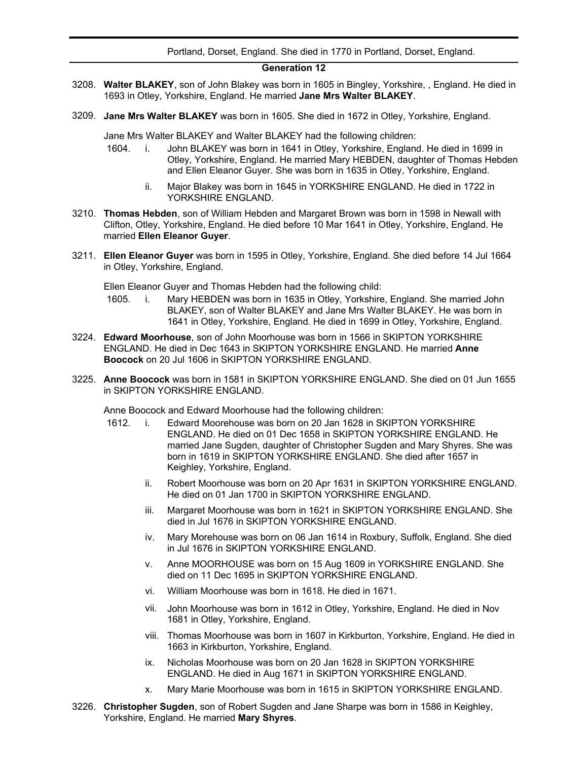Portland, Dorset, England. She died in 1770 in Portland, Dorset, England.

## Generation 12

3208. **Walter BLAKEY**, son of John Blakey was born in 1605 in Bingley, Yorkshire, , England. He died in 1693 in Otley, Yorkshire, England. He married **Jane Mrs Walter BLAKEY**.

3209. **Jane Mrs Walter BLAKEY** was born in 1605. She died in 1672 in Otley, Yorkshire, England.

Jane Mrs Walter BLAKEY and Walter BLAKEY had the following children:

1604. i. John BLAKEY was born in 1641 in Otley, Yorkshire, England. He died in 1699 in Otley, Yorkshire, England. He married Mary HEBDEN, daughter of Thomas Hebden and Ellen Eleanor Guyer. She was born in 1635 in Otley, Yorkshire, England.

ii. Major Blakey was born in 1645 in YORKSHIRE ENGLAND. He died in 1722 in YORKSHIRE ENGLAND.

3210. **Thomas Hebden**, son of William Hebden and Margaret Brown was born in 1598 in Newall with Clifton, Otley, Yorkshire, England. He died before 10 Mar 1641 in Otley, Yorkshire, England. He married **Ellen Eleanor Guyer**.

3211. **Ellen Eleanor Guyer** was born in 1595 in Otley, Yorkshire, England. She died before 14 Jul 1664 in Otley, Yorkshire, England.

Ellen Eleanor Guyer and Thomas Hebden had the following child:

1605. i. Mary HEBDEN was born in 1635 in Otley, Yorkshire, England. She married John BLAKEY, son of Walter BLAKEY and Jane Mrs Walter BLAKEY. He was born in 1641 in Otley, Yorkshire, England. He died in 1699 in Otley, Yorkshire, England.

3224. **Edward Moorhouse**, son of John Moorhouse was born in 1566 in SKIPTON YORKSHIRE ENGLAND. He died in Dec 1643 in SKIPTON YORKSHIRE ENGLAND. He married **Anne Boocock** on 20 Jul 1606 in SKIPTON YORKSHIRE ENGLAND.

3225. **Anne Boocock** was born in 1581 in SKIPTON YORKSHIRE ENGLAND. She died on 01 Jun 1655 in SKIPTON YORKSHIRE ENGLAND.

Anne Boocock and Edward Moorhouse had the following children:

1612. i. Edward Moorehouse was born on 20 Jan 1628 in SKIPTON YORKSHIRE ENGLAND. He died on 01 Dec 1658 in SKIPTON YORKSHIRE ENGLAND. He married Jane Sugden, daughter of Christopher Sugden and Mary Shyres. She was born in 1619 in SKIPTON YORKSHIRE ENGLAND. She died after 1657 in Keighley, Yorkshire, England.

ii. Robert Moorhouse was born on 20 Apr 1631 in SKIPTON YORKSHIRE ENGLAND. He died on 01 Jan 1700 in SKIPTON YORKSHIRE ENGLAND.

iii. Margaret Moorhouse was born in 1621 in SKIPTON YORKSHIRE ENGLAND. She died in Jul 1676 in SKIPTON YORKSHIRE ENGLAND.

iv. Mary Morehouse was born on 06 Jan 1614 in Roxbury, Suffolk, England. She died in Jul 1676 in SKIPTON YORKSHIRE ENGLAND.

v. Anne MOORHOUSE was born on 15 Aug 1609 in YORKSHIRE ENGLAND. She died on 11 Dec 1695 in SKIPTON YORKSHIRE ENGLAND.

vi. William Moorhouse was born in 1618. He died in 1671.

vii. John Moorhouse was born in 1612 in Otley, Yorkshire, England. He died in Nov 1681 in Otley, Yorkshire, England.

viii. Thomas Moorhouse was born in 1607 in Kirkburton, Yorkshire, England. He died in 1663 in Kirkburton, Yorkshire, England.

ix. Nicholas Moorhouse was born on 20 Jan 1628 in SKIPTON YORKSHIRE ENGLAND. He died in Aug 1671 in SKIPTON YORKSHIRE ENGLAND.

x. Mary Marie Moorhouse was born in 1615 in SKIPTON YORKSHIRE ENGLAND.

3226. **Christopher Sugden**, son of Robert Sugden and Jane Sharpe was born in 1586 in Keighley, Yorkshire, England. He married **Mary Shyres**.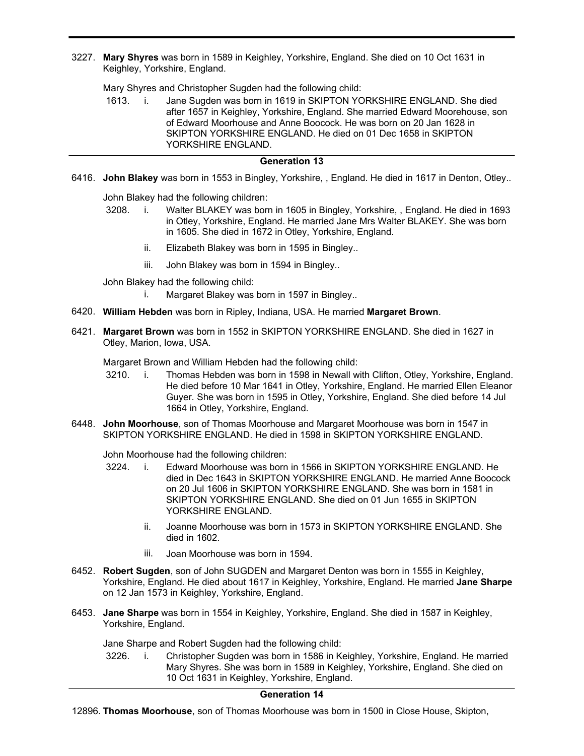3227. **Mary Shyres** was born in 1589 in Keighley, Yorkshire, England. She died on 10 Oct 1631 in Keighley, Yorkshire, England.

Mary Shyres and Christopher Sugden had the following child:

1613. i. Jane Sugden was born in 1619 in SKIPTON YORKSHIRE ENGLAND. She died after 1657 in Keighley, Yorkshire, England. She married Edward Moorehouse, son of Edward Moorhouse and Anne Boocock. He was born on 20 Jan 1628 in SKIPTON YORKSHIRE ENGLAND. He died on 01 Dec 1658 in SKIPTON YORKSHIRE ENGLAND.

---

### Generation 13

6416. **John Blakey** was born in 1553 in Bingley, Yorkshire, , England. He died in 1617 in Denton, Otley..

John Blakey had the following children:

3208. i. Walter BLAKEY was born in 1605 in Bingley, Yorkshire, , England. He died in 1693 in Otley, Yorkshire, England. He married Jane Mrs Walter BLAKEY. She was born in 1605. She died in 1672 in Otley, Yorkshire, England.

ii. Elizabeth Blakey was born in 1595 in Bingley..

iii. John Blakey was born in 1594 in Bingley..

John Blakey had the following child:

i. Margaret Blakey was born in 1597 in Bingley..

6420. **William Hebden** was born in Ripley, Indiana, USA. He married **Margaret Brown**.

6421. **Margaret Brown** was born in 1552 in SKIPTON YORKSHIRE ENGLAND. She died in 1627 in Otley, Marion, Iowa, USA.

Margaret Brown and William Hebden had the following child:

3210. i. Thomas Hebden was born in 1598 in Newall with Clifton, Otley, Yorkshire, England. He died before 10 Mar 1641 in Otley, Yorkshire, England. He married Ellen Eleanor Guyer. She was born in 1595 in Otley, Yorkshire, England. She died before 14 Jul 1664 in Otley, Yorkshire, England.

6448. **John Moorhouse**, son of Thomas Moorhouse and Margaret Moorhouse was born in 1547 in SKIPTON YORKSHIRE ENGLAND. He died in 1598 in SKIPTON YORKSHIRE ENGLAND.

John Moorhouse had the following children:

3224. i. Edward Moorhouse was born in 1566 in SKIPTON YORKSHIRE ENGLAND. He died in Dec 1643 in SKIPTON YORKSHIRE ENGLAND. He married Anne Boocock on 20 Jul 1606 in SKIPTON YORKSHIRE ENGLAND. She was born in 1581 in SKIPTON YORKSHIRE ENGLAND. She died on 01 Jun 1655 in SKIPTON YORKSHIRE ENGLAND.

ii. Joanne Moorhouse was born in 1573 in SKIPTON YORKSHIRE ENGLAND. She died in 1602.

iii. Joan Moorhouse was born in 1594.

6452. **Robert Sugden**, son of John SUGDEN and Margaret Denton was born in 1555 in Keighley, Yorkshire, England. He died about 1617 in Keighley, Yorkshire, England. He married **Jane Sharpe** on 12 Jan 1573 in Keighley, Yorkshire, England.

6453. **Jane Sharpe** was born in 1554 in Keighley, Yorkshire, England. She died in 1587 in Keighley, Yorkshire, England.

Jane Sharpe and Robert Sugden had the following child:

3226. i. Christopher Sugden was born in 1586 in Keighley, Yorkshire, England. He married Mary Shyres. She was born in 1589 in Keighley, Yorkshire, England. She died on 10 Oct 1631 in Keighley, Yorkshire, England.

---

### Generation 14

12896. **Thomas Moorhouse**, son of Thomas Moorhouse was born in 1500 in Close House, Skipton,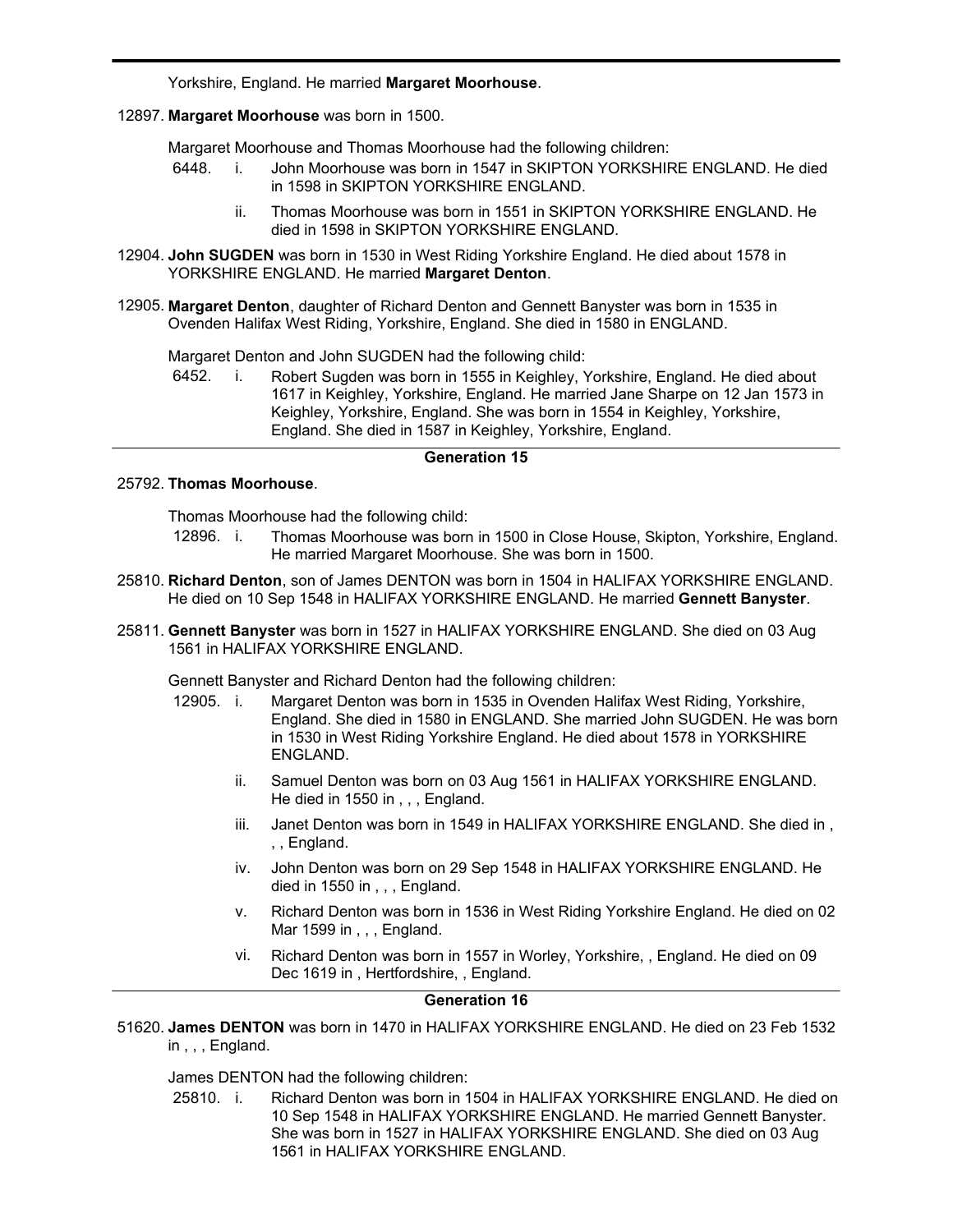Yorkshire, England. He married **Margaret Moorhouse**.

12897. **Margaret Moorhouse** was born in 1500.

Margaret Moorhouse and Thomas Moorhouse had the following children:

- 6448. i. John Moorhouse was born in 1547 in SKIPTON YORKSHIRE ENGLAND. He died in 1598 in SKIPTON YORKSHIRE ENGLAND.
- ii. Thomas Moorhouse was born in 1551 in SKIPTON YORKSHIRE ENGLAND. He died in 1598 in SKIPTON YORKSHIRE ENGLAND.

12904. **John SUGDEN** was born in 1530 in West Riding Yorkshire England. He died about 1578 in YORKSHIRE ENGLAND. He married **Margaret Denton**.

12905. **Margaret Denton**, daughter of Richard Denton and Gennett Banyster was born in 1535 in Ovenden Halifax West Riding, Yorkshire, England. She died in 1580 in ENGLAND.

Margaret Denton and John SUGDEN had the following child:

- 6452. i. Robert Sugden was born in 1555 in Keighley, Yorkshire, England. He died about 1617 in Keighley, Yorkshire, England. He married Jane Sharpe on 12 Jan 1573 in Keighley, Yorkshire, England. She was born in 1554 in Keighley, Yorkshire, England. She died in 1587 in Keighley, Yorkshire, England.

## Generation 15

25792. **Thomas Moorhouse**.

Thomas Moorhouse had the following child:

- 12896. i. Thomas Moorhouse was born in 1500 in Close House, Skipton, Yorkshire, England. He married Margaret Moorhouse. She was born in 1500.

25810. **Richard Denton**, son of James DENTON was born in 1504 in HALIFAX YORKSHIRE ENGLAND. He died on 10 Sep 1548 in HALIFAX YORKSHIRE ENGLAND. He married **Gennett Banyster**.

25811. **Gennett Banyster** was born in 1527 in HALIFAX YORKSHIRE ENGLAND. She died on 03 Aug 1561 in HALIFAX YORKSHIRE ENGLAND.

Gennett Banyster and Richard Denton had the following children:

- 12905. i. Margaret Denton was born in 1535 in Ovenden Halifax West Riding, Yorkshire, England. She died in 1580 in ENGLAND. She married John SUGDEN. He was born in 1530 in West Riding Yorkshire England. He died about 1578 in YORKSHIRE ENGLAND.
- ii. Samuel Denton was born on 03 Aug 1561 in HALIFAX YORKSHIRE ENGLAND. He died in 1550 in , , , England.
- iii. Janet Denton was born in 1549 in HALIFAX YORKSHIRE ENGLAND. She died in , , , England.
- iv. John Denton was born on 29 Sep 1548 in HALIFAX YORKSHIRE ENGLAND. He died in 1550 in , , , England.
- v. Richard Denton was born in 1536 in West Riding Yorkshire England. He died on 02 Mar 1599 in , , , England.
- vi. Richard Denton was born in 1557 in Worley, Yorkshire, , England. He died on 09 Dec 1619 in , Hertfordshire, , England.

## Generation 16

51620. **James DENTON** was born in 1470 in HALIFAX YORKSHIRE ENGLAND. He died on 23 Feb 1532 in , , , England.

James DENTON had the following children:

- 25810. i. Richard Denton was born in 1504 in HALIFAX YORKSHIRE ENGLAND. He died on 10 Sep 1548 in HALIFAX YORKSHIRE ENGLAND. He married Gennett Banyster. She was born in 1527 in HALIFAX YORKSHIRE ENGLAND. She died on 03 Aug 1561 in HALIFAX YORKSHIRE ENGLAND.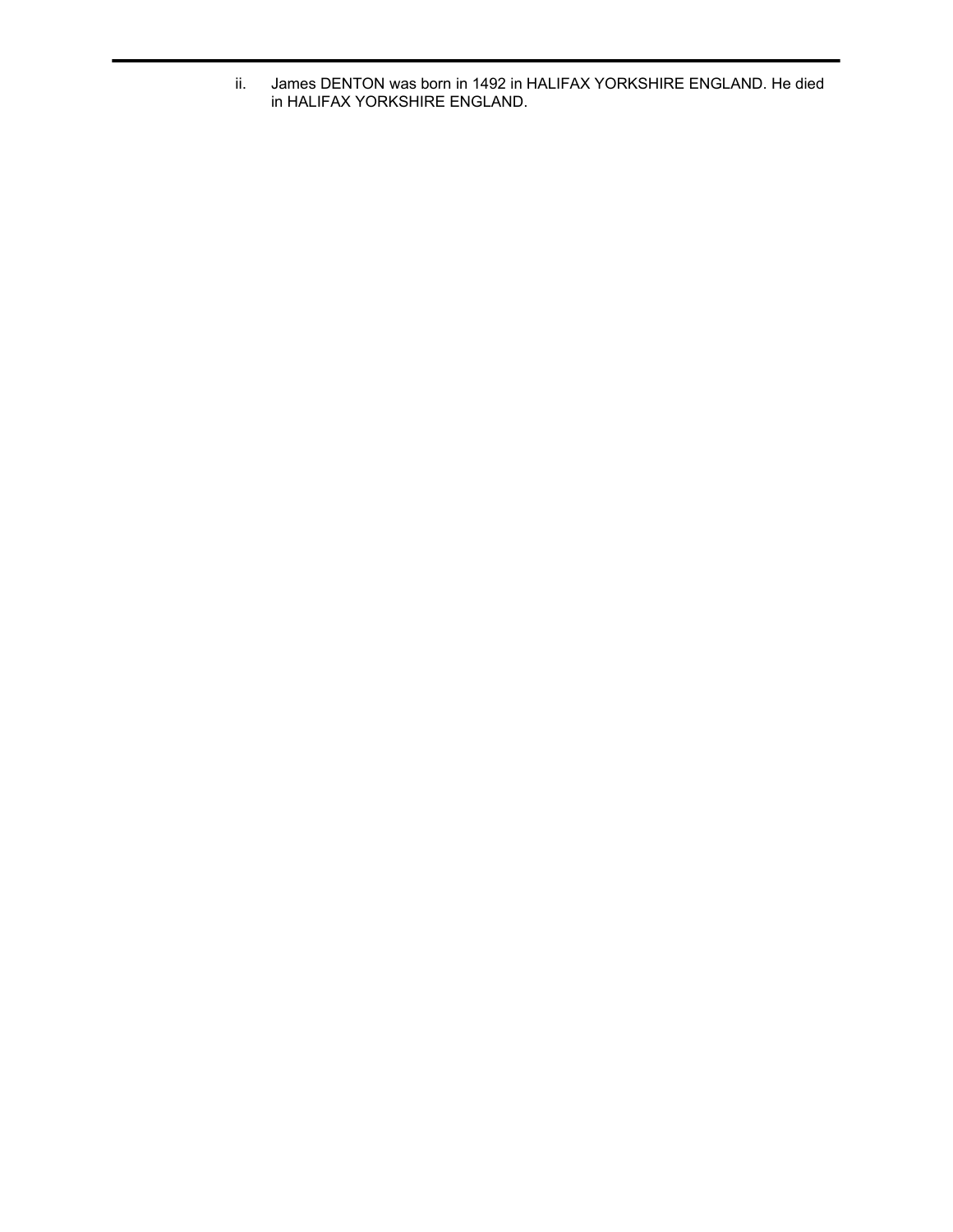ii. James DENTON was born in 1492 in HALIFAX YORKSHIRE ENGLAND. He died in HALIFAX YORKSHIRE ENGLAND.